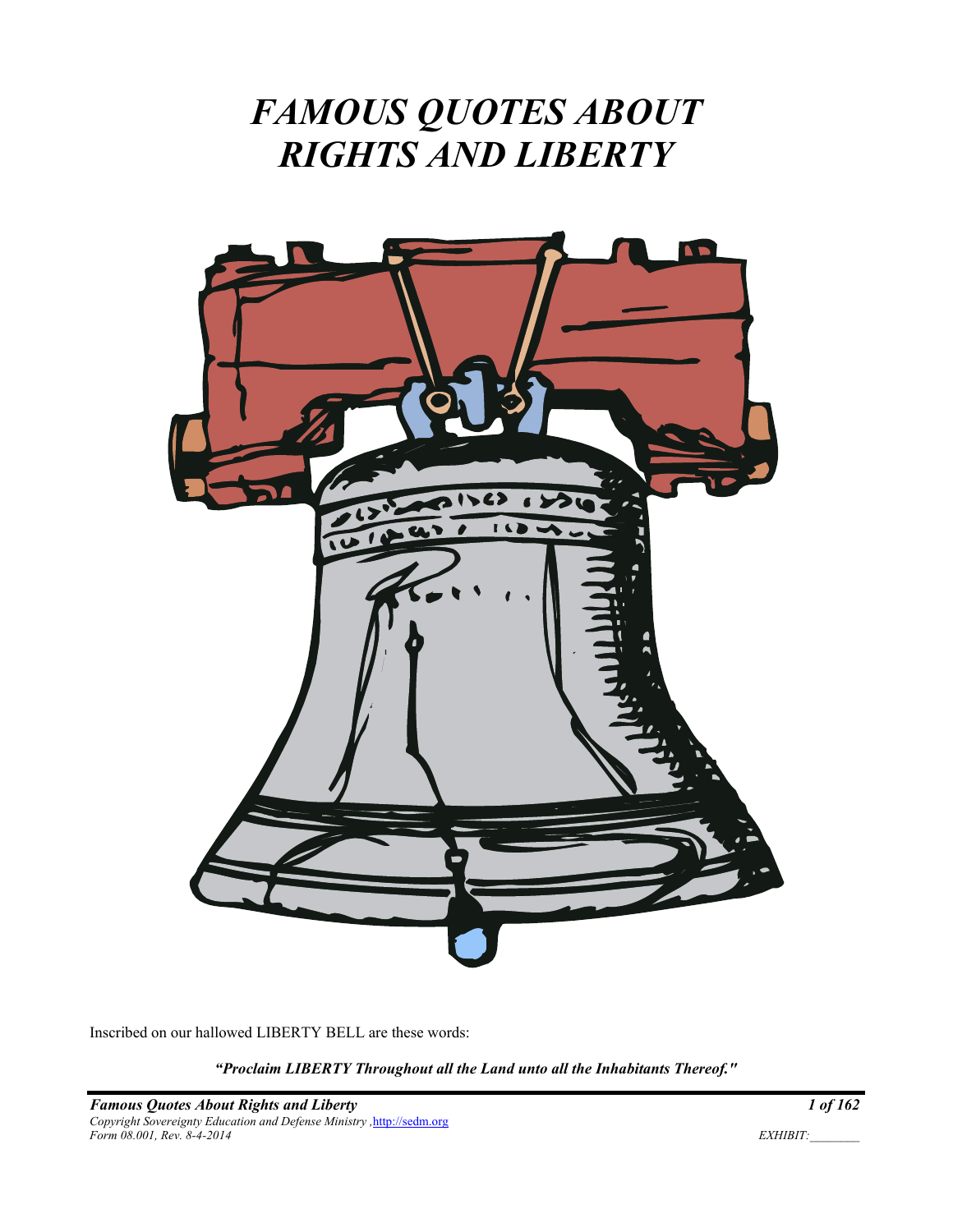# *FAMOUS QUOTES ABOUT RIGHTS AND LIBERTY*

Inscribed on our hallowed LIBERTY BELL are these words:

***"Proclaim LIBERTY Throughout all the Land unto all the Inhabitants Thereof."***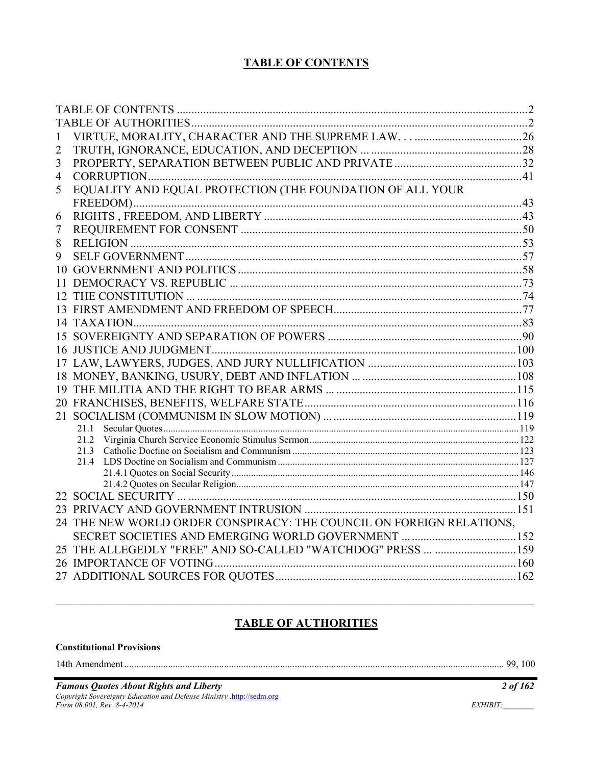# TABLE OF CONTENTS

TABLE OF CONTENTS ....................................................................................................................2
TABLE OF AUTHORITIES.............................................................................................................2
1 VIRTUE, MORALITY, CHARACTER AND THE SUPREME LAW. . . .....................................26
2 TRUTH, IGNORANCE, EDUCATION, AND DECEPTION ... ....................................................28
3 PROPERTY, SEPARATION BETWEEN PUBLIC AND PRIVATE ............................................32
4 CORRUPTION................................................................................................................................41
5 EQUALITY AND EQUAL PROTECTION (THE FOUNDATION OF ALL YOUR FREEDOM).......................................................................................................................................43
6 RIGHTS , FREEDOM, AND LIBERTY .........................................................................................43
7 REQUIREMENT FOR CONSENT .................................................................................................50
8 RELIGION .......................................................................................................................................53
9 SELF GOVERNMENT ....................................................................................................................57
10 GOVERNMENT AND POLITICS .................................................................................................58
11 DEMOCRACY VS. REPUBLIC ... .................................................................................................73
12 THE CONSTITUTION ... ................................................................................................................74
13 FIRST AMENDMENT AND FREEDOM OF SPEECH.................................................................77
14 TAXATION......................................................................................................................................83
15 SOVEREIGNTY AND SEPARATION OF POWERS ...................................................................90
16 JUSTICE AND JUDGMENT.........................................................................................................100
17 LAW, LAWYERS, JUDGES, AND JURY NULLIFICATION ....................................................103
18 MONEY, BANKING, USURY, DEBT AND INFLATION ... ......................................................108
19 THE MILITIA AND THE RIGHT TO BEAR ARMS ... ...............................................................115
20 FRANCHISES, BENEFITS, WELFARE STATE..........................................................................116
21 SOCIALISM (COMMUNISM IN SLOW MOTION) ... ................................................................119
- 21.1 Secular Quotes ........................................................................................................................119
- 21.2 Virginia Church Service Economic Stimulus Sermon .............................................................122
- 21.3 Catholic Doctine on Socialism and Communism ....................................................................123
- 21.4 LDS Doctrine on Socialism and Communism .........................................................................127
  - 21.4.1 Quotes on Social Security ..................................................................................................146
  - 21.4.2 Quotes on Secular Religion.................................................................................................147

22 SOCIAL SECURITY ... ..................................................................................................................150
23 PRIVACY AND GOVERNMENT INTRUSION ..........................................................................151
24 THE NEW WORLD ORDER CONSPIRACY: THE COUNCIL ON FOREIGN RELATIONS, SECRET SOCIETIES AND EMERGING WORLD GOVERNMENT ... ......................................152
25 THE ALLEGEDLY "FREE" AND SO-CALLED "WATCHDOG" PRESS ... .............................159
26 IMPORTANCE OF VOTING........................................................................................................160
27 ADDITIONAL SOURCES FOR QUOTES...................................................................................162

---

# TABLE OF AUTHORITIES

**Constitutional Provisions**

14th Amendment .......................................................................................................................... 99, 100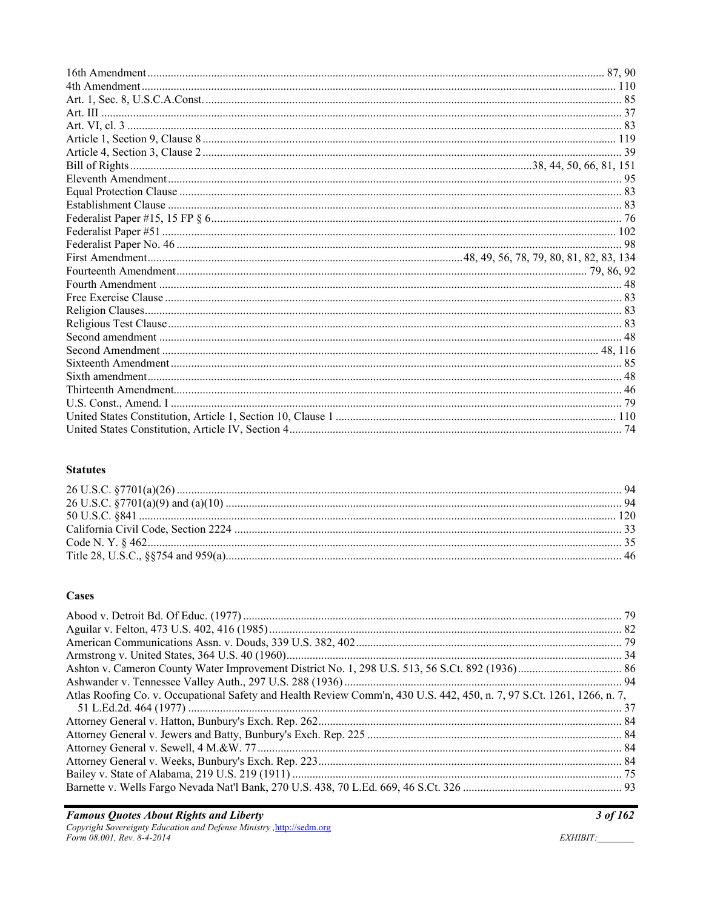16th Amendment ........................................................................................................ 87, 90
4th Amendment ........................................................................................................ 110
Art. 1, Sec. 8, U.S.C.A.Const. ........................................................................................................ 85
Art. III ........................................................................................................ 37
Art. VI, cl. 3 ........................................................................................................ 83
Article 1, Section 9, Clause 8 ........................................................................................................ 119
Article 4, Section 3, Clause 2 ........................................................................................................ 39
Bill of Rights ........................................................................................................ 38, 44, 50, 66, 81, 151
Eleventh Amendment ........................................................................................................ 95
Equal Protection Clause ........................................................................................................ 83
Establishment Clause ........................................................................................................ 83
Federalist Paper #15, 15 FP § 6 ........................................................................................................ 76
Federalist Paper #51 ........................................................................................................ 102
Federalist Paper No. 46 ........................................................................................................ 98
First Amendment ........................................................................................................ 48, 49, 56, 78, 79, 80, 81, 82, 83, 134
Fourteenth Amendment ........................................................................................................ 79, 86, 92
Fourth Amendment ........................................................................................................ 48
Free Exercise Clause ........................................................................................................ 83
Religion Clauses ........................................................................................................ 83
Religious Test Clause ........................................................................................................ 83
Second amendment ........................................................................................................ 48
Second Amendment ........................................................................................................ 48, 116
Sixteenth Amendment ........................................................................................................ 85
Sixth amendment ........................................................................................................ 48
Thirteenth Amendment ........................................................................................................ 46
U.S. Const., Amend. I ........................................................................................................ 79
United States Constitution, Article 1, Section 10, Clause 1 ........................................................................................................ 110
United States Constitution, Article IV, Section 4 ........................................................................................................ 74

### Statutes

26 U.S.C. §7701(a)(26) ........................................................................................................ 94
26 U.S.C. §7701(a)(9) and (a)(10) ........................................................................................................ 94
50 U.S.C. §841 ........................................................................................................ 120
California Civil Code, Section 2224 ........................................................................................................ 33
Code N. Y. § 462 ........................................................................................................ 35
Title 28, U.S.C., §§754 and 959(a) ........................................................................................................ 46

### Cases

Abood v. Detroit Bd. Of Educ. (1977) ........................................................................................................ 79
Aguilar v. Felton, 473 U.S. 402, 416 (1985) ........................................................................................................ 82
American Communications Assn. v. Douds, 339 U.S. 382, 402 ........................................................................................................ 79
Armstrong v. United States, 364 U.S. 40 (1960) ........................................................................................................ 34
Ashton v. Cameron County Water Improvement District No. 1, 298 U.S. 513, 56 S.Ct. 892 (1936) ........................................................................................................ 86
Ashwander v. Tennessee Valley Auth., 297 U.S. 288 (1936) ........................................................................................................ 94
Atlas Roofing Co. v. Occupational Safety and Health Review Comm'n, 430 U.S. 442, 450, n. 7, 97 S.Ct. 1261, 1266, n. 7, 51 L.Ed.2d. 464 (1977) ........................................................................................................ 37
Attorney General v. Hatton, Bunbury's Exch. Rep. 262 ........................................................................................................ 84
Attorney General v. Jewers and Batty, Bunbury's Exch. Rep. 225 ........................................................................................................ 84
Attorney General v. Sewell, 4 M.&W. 77 ........................................................................................................ 84
Attorney General v. Weeks, Bunbury's Exch. Rep. 223 ........................................................................................................ 84
Bailey v. State of Alabama, 219 U.S. 219 (1911) ........................................................................................................ 75
Barnette v. Wells Fargo Nevada Nat'l Bank, 270 U.S. 438, 70 L.Ed. 669, 46 S.Ct. 326 ........................................................................................................ 93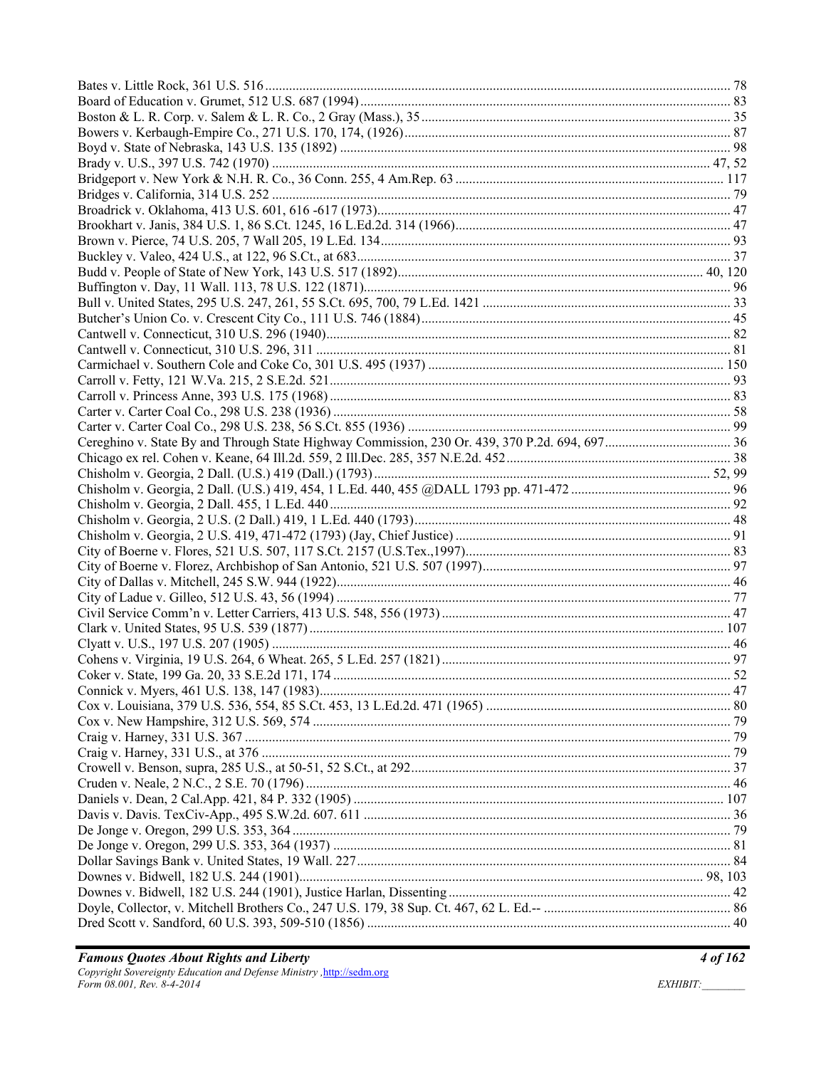Bates v. Little Rock, 361 U.S. 516 ........ 78
Board of Education v. Grumet, 512 U.S. 687 (1994) ........ 83
Boston & L. R. Corp. v. Salem & L. R. Co., 2 Gray (Mass.), 35 ........ 35
Bowers v. Kerbaugh-Empire Co., 271 U.S. 170, 174, (1926) ........ 87
Boyd v. State of Nebraska, 143 U.S. 135 (1892) ........ 98
Brady v. U.S., 397 U.S. 742 (1970) ........ 47, 52
Bridgeport v. New York & N.H. R. Co., 36 Conn. 255, 4 Am.Rep. 63 ........ 117
Bridges v. California, 314 U.S. 252 ........ 79
Broadrick v. Oklahoma, 413 U.S. 601, 616 -617 (1973) ........ 47
Brookhart v. Janis, 384 U.S. 1, 86 S.Ct. 1245, 16 L.Ed.2d. 314 (1966) ........ 47
Brown v. Pierce, 74 U.S. 205, 7 Wall 205, 19 L.Ed. 134 ........ 93
Buckley v. Valeo, 424 U.S., at 122, 96 S.Ct., at 683 ........ 37
Budd v. People of State of New York, 143 U.S. 517 (1892) ........ 40, 120
Buffington v. Day, 11 Wall. 113, 78 U.S. 122 (1871) ........ 96
Bull v. United States, 295 U.S. 247, 261, 55 S.Ct. 695, 700, 79 L.Ed. 1421 ........ 33
Butcher's Union Co. v. Crescent City Co., 111 U.S. 746 (1884) ........ 45
Cantwell v. Connecticut, 310 U.S. 296 (1940) ........ 82
Cantwell v. Connecticut, 310 U.S. 296, 311 ........ 81
Carmichael v. Southern Cole and Coke Co, 301 U.S. 495 (1937) ........ 150
Carroll v. Fetty, 121 W.Va. 215, 2 S.E.2d. 521 ........ 93
Carroll v. Princess Anne, 393 U.S. 175 (1968) ........ 83
Carter v. Carter Coal Co., 298 U.S. 238 (1936) ........ 58
Carter v. Carter Coal Co., 298 U.S. 238, 56 S.Ct. 855 (1936) ........ 99
Cereghino v. State By and Through State Highway Commission, 230 Or. 439, 370 P.2d. 694, 697 ........ 36
Chicago ex rel. Cohen v. Keane, 64 Ill.2d. 559, 2 Ill.Dec. 285, 357 N.E.2d. 452 ........ 38
Chisholm v. Georgia, 2 Dall. (U.S.) 419 (Dall.) (1793) ........ 52, 99
Chisholm v. Georgia, 2 Dall. (U.S.) 419, 454, 1 L.Ed. 440, 455 @DALL 1793 pp. 471-472 ........ 96
Chisholm v. Georgia, 2 Dall. 455, 1 L.Ed. 440 ........ 92
Chisholm v. Georgia, 2 U.S. (2 Dall.) 419, 1 L.Ed. 440 (1793) ........ 48
Chisholm v. Georgia, 2 U.S. 419, 471-472 (1793) (Jay, Chief Justice) ........ 91
City of Boerne v. Flores, 521 U.S. 507, 117 S.Ct. 2157 (U.S.Tex.,1997) ........ 83
City of Boerne v. Florez, Archbishop of San Antonio, 521 U.S. 507 (1997) ........ 97
City of Dallas v. Mitchell, 245 S.W. 944 (1922) ........ 46
City of Ladue v. Gilleo, 512 U.S. 43, 56 (1994) ........ 77
Civil Service Comm'n v. Letter Carriers, 413 U.S. 548, 556 (1973) ........ 47
Clark v. United States, 95 U.S. 539 (1877) ........ 107
Clyatt v. U.S., 197 U.S. 207 (1905) ........ 46
Cohens v. Virginia, 19 U.S. 264, 6 Wheat. 265, 5 L.Ed. 257 (1821) ........ 97
Coker v. State, 199 Ga. 20, 33 S.E.2d 171, 174 ........ 52
Connick v. Myers, 461 U.S. 138, 147 (1983) ........ 47
Cox v. Louisiana, 379 U.S. 536, 554, 85 S.Ct. 453, 13 L.Ed.2d. 471 (1965) ........ 80
Cox v. New Hampshire, 312 U.S. 569, 574 ........ 79
Craig v. Harney, 331 U.S. 367 ........ 79
Craig v. Harney, 331 U.S., at 376 ........ 79
Crowell v. Benson, supra, 285 U.S., at 50-51, 52 S.Ct., at 292 ........ 37
Cruden v. Neale, 2 N.C., 2 S.E. 70 (1796) ........ 46
Daniels v. Dean, 2 Cal.App. 421, 84 P. 332 (1905) ........ 107
Davis v. Davis. TexCiv-App., 495 S.W.2d. 607. 611 ........ 36
De Jonge v. Oregon, 299 U.S. 353, 364 ........ 79
De Jonge v. Oregon, 299 U.S. 353, 364 (1937) ........ 81
Dollar Savings Bank v. United States, 19 Wall. 227 ........ 84
Downes v. Bidwell, 182 U.S. 244 (1901) ........ 98, 103
Downes v. Bidwell, 182 U.S. 244 (1901), Justice Harlan, Dissenting ........ 42
Doyle, Collector, v. Mitchell Brothers Co., 247 U.S. 179, 38 Sup. Ct. 467, 62 L. Ed.-- ........ 86
Dred Scott v. Sandford, 60 U.S. 393, 509-510 (1856) ........ 40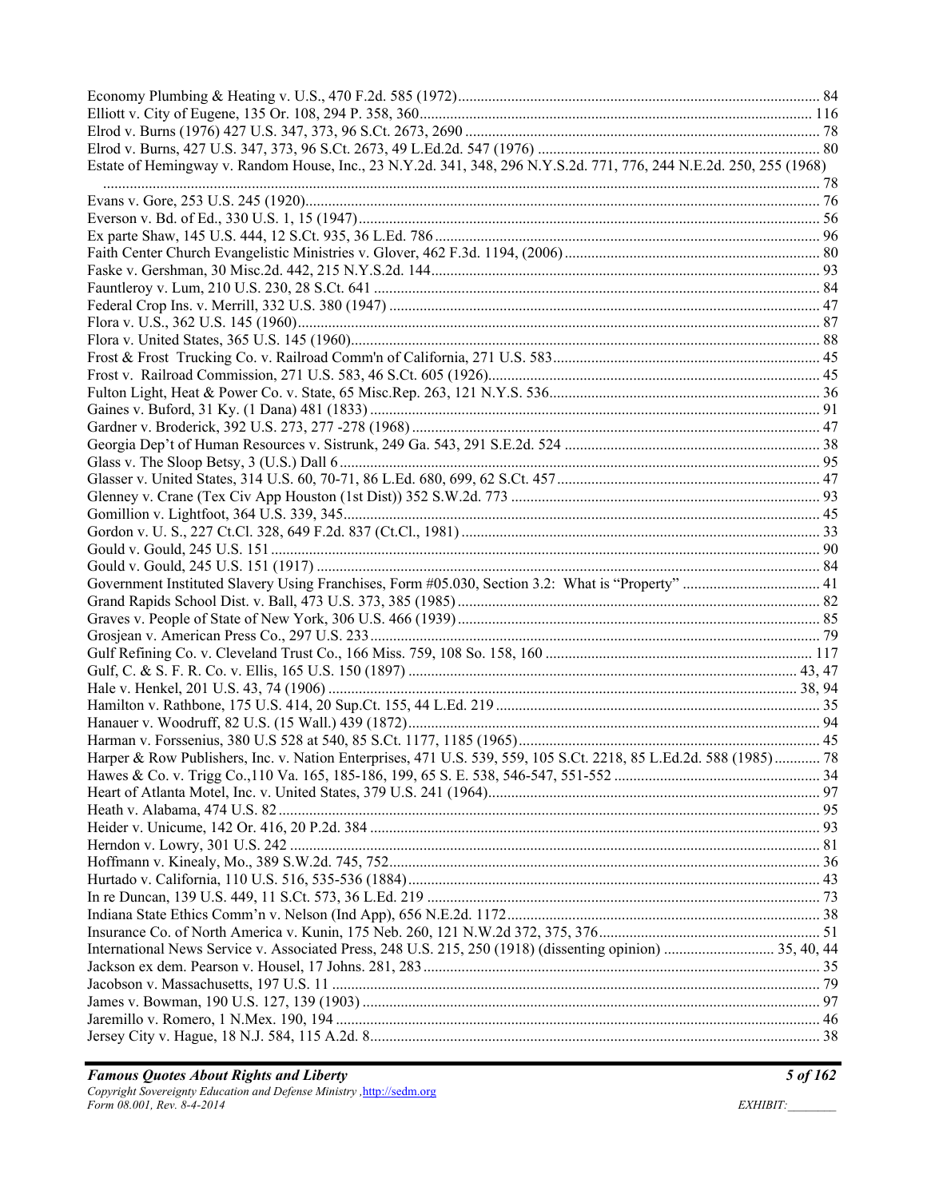Economy Plumbing & Heating v. U.S., 470 F.2d. 585 (1972) ... 84
Elliott v. City of Eugene, 135 Or. 108, 294 P. 358, 360 ... 116
Elrod v. Burns (1976) 427 U.S. 347, 373, 96 S.Ct. 2673, 2690 ... 78
Elrod v. Burns, 427 U.S. 347, 373, 96 S.Ct. 2673, 49 L.Ed.2d. 547 (1976) ... 80
Estate of Hemingway v. Random House, Inc., 23 N.Y.2d. 341, 348, 296 N.Y.S.2d. 771, 776, 244 N.E.2d. 250, 255 (1968) ... 78
Evans v. Gore, 253 U.S. 245 (1920) ... 76
Everson v. Bd. of Ed., 330 U.S. 1, 15 (1947) ... 56
Ex parte Shaw, 145 U.S. 444, 12 S.Ct. 935, 36 L.Ed. 786 ... 96
Faith Center Church Evangelistic Ministries v. Glover, 462 F.3d. 1194, (2006) ... 80
Faske v. Gershman, 30 Misc.2d. 442, 215 N.Y.S.2d. 144 ... 93
Fauntleroy v. Lum, 210 U.S. 230, 28 S.Ct. 641 ... 84
Federal Crop Ins. v. Merrill, 332 U.S. 380 (1947) ... 47
Flora v. U.S., 362 U.S. 145 (1960) ... 87
Flora v. United States, 365 U.S. 145 (1960) ... 88
Frost & Frost Trucking Co. v. Railroad Comm'n of California, 271 U.S. 583 ... 45
Frost v. Railroad Commission, 271 U.S. 583, 46 S.Ct. 605 (1926) ... 45
Fulton Light, Heat & Power Co. v. State, 65 Misc.Rep. 263, 121 N.Y.S. 536 ... 36
Gaines v. Buford, 31 Ky. (1 Dana) 481 (1833) ... 91
Gardner v. Broderick, 392 U.S. 273, 277 -278 (1968) ... 47
Georgia Dep't of Human Resources v. Sistrunk, 249 Ga. 543, 291 S.E.2d. 524 ... 38
Glass v. The Sloop Betsy, 3 (U.S.) Dall 6 ... 95
Glasser v. United States, 314 U.S. 60, 70-71, 86 L.Ed. 680, 699, 62 S.Ct. 457 ... 47
Glenney v. Crane (Tex Civ App Houston (1st Dist)) 352 S.W.2d. 773 ... 93
Gomillion v. Lightfoot, 364 U.S. 339, 345 ... 45
Gordon v. U. S., 227 Ct.Cl. 328, 649 F.2d. 837 (Ct.Cl., 1981) ... 33
Gould v. Gould, 245 U.S. 151 ... 90
Gould v. Gould, 245 U.S. 151 (1917) ... 84
Government Instituted Slavery Using Franchises, Form #05.030, Section 3.2: What is "Property" ... 41
Grand Rapids School Dist. v. Ball, 473 U.S. 373, 385 (1985) ... 82
Graves v. People of State of New York, 306 U.S. 466 (1939) ... 85
Grosjean v. American Press Co., 297 U.S. 233 ... 79
Gulf Refining Co. v. Cleveland Trust Co., 166 Miss. 759, 108 So. 158, 160 ... 117
Gulf, C. & S. F. R. Co. v. Ellis, 165 U.S. 150 (1897) ... 43, 47
Hale v. Henkel, 201 U.S. 43, 74 (1906) ... 38, 94
Hamilton v. Rathbone, 175 U.S. 414, 20 Sup.Ct. 155, 44 L.Ed. 219 ... 35
Hanauer v. Woodruff, 82 U.S. (15 Wall.) 439 (1872) ... 94
Harman v. Forssenius, 380 U.S 528 at 540, 85 S.Ct. 1177, 1185 (1965) ... 45
Harper & Row Publishers, Inc. v. Nation Enterprises, 471 U.S. 539, 559, 105 S.Ct. 2218, 85 L.Ed.2d. 588 (1985) ... 78
Hawes & Co. v. Trigg Co.,110 Va. 165, 185-186, 199, 65 S. E. 538, 546-547, 551-552 ... 34
Heart of Atlanta Motel, Inc. v. United States, 379 U.S. 241 (1964) ... 97
Heath v. Alabama, 474 U.S. 82 ... 95
Heider v. Unicume, 142 Or. 416, 20 P.2d. 384 ... 93
Herndon v. Lowry, 301 U.S. 242 ... 81
Hoffmann v. Kinealy, Mo., 389 S.W.2d. 745, 752 ... 36
Hurtado v. California, 110 U.S. 516, 535-536 (1884) ... 43
In re Duncan, 139 U.S. 449, 11 S.Ct. 573, 36 L.Ed. 219 ... 73
Indiana State Ethics Comm'n v. Nelson (Ind App), 656 N.E.2d. 1172 ... 38
Insurance Co. of North America v. Kunin, 175 Neb. 260, 121 N.W.2d 372, 375, 376 ... 51
International News Service v. Associated Press, 248 U.S. 215, 250 (1918) (dissenting opinion) ... 35, 40, 44
Jackson ex dem. Pearson v. Housel, 17 Johns. 281, 283 ... 35
Jacobson v. Massachusetts, 197 U.S. 11 ... 79
James v. Bowman, 190 U.S. 127, 139 (1903) ... 97
Jaremillo v. Romero, 1 N.Mex. 190, 194 ... 46
Jersey City v. Hague, 18 N.J. 584, 115 A.2d. 8 ... 38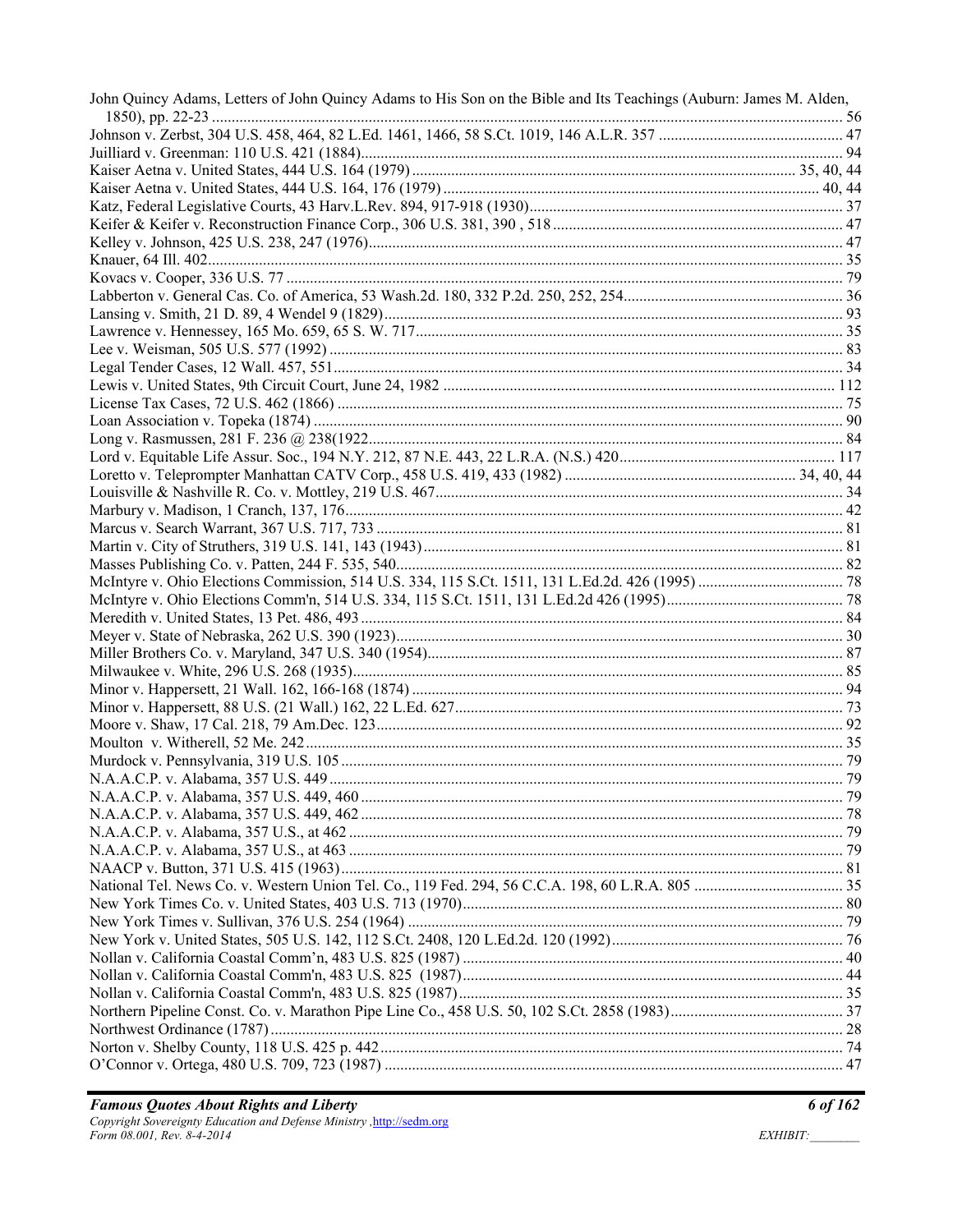John Quincy Adams, Letters of John Quincy Adams to His Son on the Bible and Its Teachings (Auburn: James M. Alden, 1850), pp. 22-23 ........ 56
Johnson v. Zerbst, 304 U.S. 458, 464, 82 L.Ed. 1461, 1466, 58 S.Ct. 1019, 146 A.L.R. 357 ........ 47
Juilliard v. Greenman: 110 U.S. 421 (1884)........ 94
Kaiser Aetna v. United States, 444 U.S. 164 (1979) ........ 35, 40, 44
Kaiser Aetna v. United States, 444 U.S. 164, 176 (1979) ........ 40, 44
Katz, Federal Legislative Courts, 43 Harv.L.Rev. 894, 917-918 (1930)........ 37
Keifer & Keifer v. Reconstruction Finance Corp., 306 U.S. 381, 390 , 518 ........ 47
Kelley v. Johnson, 425 U.S. 238, 247 (1976)........ 47
Knauer, 64 Ill. 402........ 35
Kovacs v. Cooper, 336 U.S. 77 ........ 79
Labberton v. General Cas. Co. of America, 53 Wash.2d. 180, 332 P.2d. 250, 252, 254........ 36
Lansing v. Smith, 21 D. 89, 4 Wendel 9 (1829)........ 93
Lawrence v. Hennessey, 165 Mo. 659, 65 S. W. 717........ 35
Lee v. Weisman, 505 U.S. 577 (1992) ........ 83
Legal Tender Cases, 12 Wall. 457, 551........ 34
Lewis v. United States, 9th Circuit Court, June 24, 1982 ........ 112
License Tax Cases, 72 U.S. 462 (1866) ........ 75
Loan Association v. Topeka (1874) ........ 90
Long v. Rasmussen, 281 F. 236 @ 238(1922........ 84
Lord v. Equitable Life Assur. Soc., 194 N.Y. 212, 87 N.E. 443, 22 L.R.A. (N.S.) 420........ 117
Loretto v. Teleprompter Manhattan CATV Corp., 458 U.S. 419, 433 (1982) ........ 34, 40, 44
Louisville & Nashville R. Co. v. Mottley, 219 U.S. 467........ 34
Marbury v. Madison, 1 Cranch, 137, 176........ 42
Marcus v. Search Warrant, 367 U.S. 717, 733 ........ 81
Martin v. City of Struthers, 319 U.S. 141, 143 (1943)........ 81
Masses Publishing Co. v. Patten, 244 F. 535, 540........ 82
McIntyre v. Ohio Elections Commission, 514 U.S. 334, 115 S.Ct. 1511, 131 L.Ed.2d. 426 (1995) ........ 78
McIntyre v. Ohio Elections Comm'n, 514 U.S. 334, 115 S.Ct. 1511, 131 L.Ed.2d 426 (1995)........ 78
Meredith v. United States, 13 Pet. 486, 493 ........ 84
Meyer v. State of Nebraska, 262 U.S. 390 (1923)........ 30
Miller Brothers Co. v. Maryland, 347 U.S. 340 (1954)........ 87
Milwaukee v. White, 296 U.S. 268 (1935)........ 85
Minor v. Happersett, 21 Wall. 162, 166-168 (1874) ........ 94
Minor v. Happersett, 88 U.S. (21 Wall.) 162, 22 L.Ed. 627........ 73
Moore v. Shaw, 17 Cal. 218, 79 Am.Dec. 123........ 92
Moulton v. Witherell, 52 Me. 242........ 35
Murdock v. Pennsylvania, 319 U.S. 105 ........ 79
N.A.A.C.P. v. Alabama, 357 U.S. 449 ........ 79
N.A.A.C.P. v. Alabama, 357 U.S. 449, 460 ........ 79
N.A.A.C.P. v. Alabama, 357 U.S. 449, 462 ........ 78
N.A.A.C.P. v. Alabama, 357 U.S., at 462 ........ 79
N.A.A.C.P. v. Alabama, 357 U.S., at 463 ........ 79
NAACP v. Button, 371 U.S. 415 (1963)........ 81
National Tel. News Co. v. Western Union Tel. Co., 119 Fed. 294, 56 C.C.A. 198, 60 L.R.A. 805 ........ 35
New York Times Co. v. United States, 403 U.S. 713 (1970)........ 80
New York Times v. Sullivan, 376 U.S. 254 (1964) ........ 79
New York v. United States, 505 U.S. 142, 112 S.Ct. 2408, 120 L.Ed.2d. 120 (1992)........ 76
Nollan v. California Coastal Comm'n, 483 U.S. 825 (1987) ........ 40
Nollan v. California Coastal Comm'n, 483 U.S. 825 (1987)........ 44
Nollan v. California Coastal Comm'n, 483 U.S. 825 (1987)........ 35
Northern Pipeline Const. Co. v. Marathon Pipe Line Co., 458 U.S. 50, 102 S.Ct. 2858 (1983)........ 37
Northwest Ordinance (1787) ........ 28
Norton v. Shelby County, 118 U.S. 425 p. 442........ 74
O'Connor v. Ortega, 480 U.S. 709, 723 (1987) ........ 47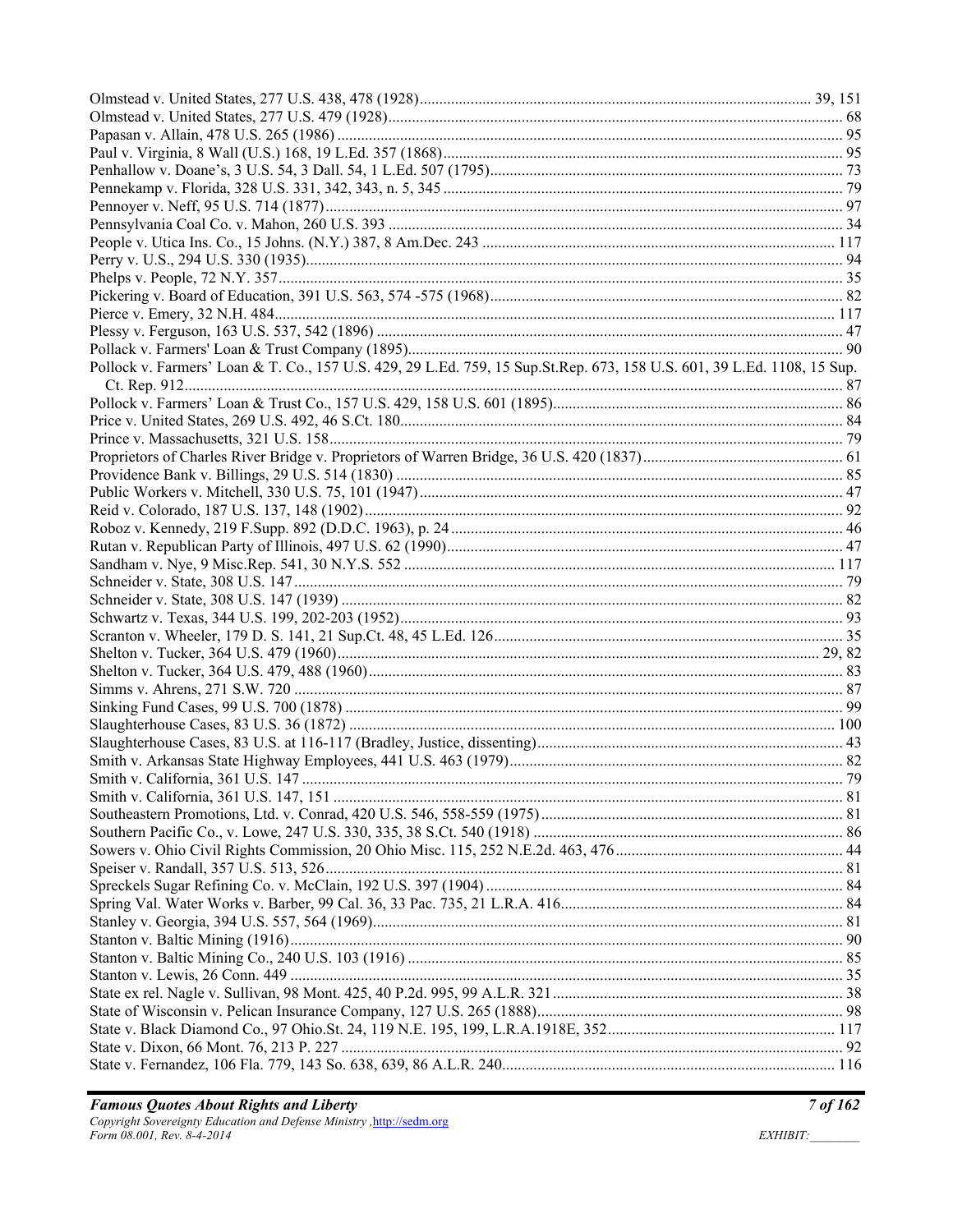Olmstead v. United States, 277 U.S. 438, 478 (1928)........................................................................................ 39, 151
Olmstead v. United States, 277 U.S. 479 (1928)........................................................................................................ 68
Papasan v. Allain, 478 U.S. 265 (1986) ..................................................................................................................... 95
Paul v. Virginia, 8 Wall (U.S.) 168, 19 L.Ed. 357 (1868).......................................................................................... 95
Penhallow v. Doane's, 3 U.S. 54, 3 Dall. 54, 1 L.Ed. 507 (1795).............................................................................. 73
Pennekamp v. Florida, 328 U.S. 331, 342, 343, n. 5, 345 .......................................................................................... 79
Pennoyer v. Neff, 95 U.S. 714 (1877)......................................................................................................................... 97
Pennsylvania Coal Co. v. Mahon, 260 U.S. 393 ........................................................................................................ 34
People v. Utica Ins. Co., 15 Johns. (N.Y.) 387, 8 Am.Dec. 243 .............................................................................. 117
Perry v. U.S., 294 U.S. 330 (1935)............................................................................................................................. 94
Phelps v. People, 72 N.Y. 357.................................................................................................................................... 35
Pickering v. Board of Education, 391 U.S. 563, 574 -575 (1968).............................................................................. 82
Pierce v. Emery, 32 N.H. 484................................................................................................................................... 117
Plessy v. Ferguson, 163 U.S. 537, 542 (1896) ........................................................................................................... 47
Pollack v. Farmers' Loan & Trust Company (1895).................................................................................................... 90
Pollock v. Farmers' Loan & T. Co., 157 U.S. 429, 29 L.Ed. 759, 15 Sup.St.Rep. 673, 158 U.S. 601, 39 L.Ed. 1108, 15 Sup. Ct. Rep. 912........................................................................................................................................................... 87
Pollock v. Farmers' Loan & Trust Co., 157 U.S. 429, 158 U.S. 601 (1895).............................................................. 86
Price v. United States, 269 U.S. 492, 46 S.Ct. 180..................................................................................................... 84
Prince v. Massachusetts, 321 U.S. 158....................................................................................................................... 79
Proprietors of Charles River Bridge v. Proprietors of Warren Bridge, 36 U.S. 420 (1837)........................................ 61
Providence Bank v. Billings, 29 U.S. 514 (1830) ....................................................................................................... 85
Public Workers v. Mitchell, 330 U.S. 75, 101 (1947)................................................................................................. 47
Reid v. Colorado, 187 U.S. 137, 148 (1902)............................................................................................................... 92
Roboz v. Kennedy, 219 F.Supp. 892 (D.D.C. 1963), p. 24......................................................................................... 46
Rutan v. Republican Party of Illinois, 497 U.S. 62 (1990).......................................................................................... 47
Sandham v. Nye, 9 Misc.Rep. 541, 30 N.Y.S. 552 .................................................................................................. 117
Schneider v. State, 308 U.S. 147................................................................................................................................. 79
Schneider v. State, 308 U.S. 147 (1939) .................................................................................................................... 82
Schwartz v. Texas, 344 U.S. 199, 202-203 (1952)...................................................................................................... 93
Scranton v. Wheeler, 179 D. S. 141, 21 Sup.Ct. 48, 45 L.Ed. 126.............................................................................. 35
Shelton v. Tucker, 364 U.S. 479 (1960).............................................................................................................. 29, 82
Shelton v. Tucker, 364 U.S. 479, 488 (1960).............................................................................................................. 83
Simms v. Ahrens, 271 S.W. 720 ................................................................................................................................. 87
Sinking Fund Cases, 99 U.S. 700 (1878) .................................................................................................................... 99
Slaughterhouse Cases, 83 U.S. 36 (1872) ................................................................................................................. 100
Slaughterhouse Cases, 83 U.S. at 116-117 (Bradley, Justice, dissenting).................................................................. 43
Smith v. Arkansas State Highway Employees, 441 U.S. 463 (1979).......................................................................... 82
Smith v. California, 361 U.S. 147 .............................................................................................................................. 79
Smith v. California, 361 U.S. 147, 151 ...................................................................................................................... 81
Southeastern Promotions, Ltd. v. Conrad, 420 U.S. 546, 558-559 (1975).................................................................. 81
Southern Pacific Co., v. Lowe, 247 U.S. 330, 335, 38 S.Ct. 540 (1918) .................................................................... 86
Sowers v. Ohio Civil Rights Commission, 20 Ohio Misc. 115, 252 N.E.2d. 463, 476................................................ 44
Speiser v. Randall, 357 U.S. 513, 526......................................................................................................................... 81
Spreckels Sugar Refining Co. v. McClain, 192 U.S. 397 (1904) ................................................................................ 84
Spring Val. Water Works v. Barber, 99 Cal. 36, 33 Pac. 735, 21 L.R.A. 416............................................................. 84
Stanley v. Georgia, 394 U.S. 557, 564 (1969)............................................................................................................. 81
Stanton v. Baltic Mining (1916).................................................................................................................................. 90
Stanton v. Baltic Mining Co., 240 U.S. 103 (1916) .................................................................................................... 85
Stanton v. Lewis, 26 Conn. 449 .................................................................................................................................. 35
State ex rel. Nagle v. Sullivan, 98 Mont. 425, 40 P.2d. 995, 99 A.L.R. 321 .............................................................. 38
State of Wisconsin v. Pelican Insurance Company, 127 U.S. 265 (1888)................................................................... 98
State v. Black Diamond Co., 97 Ohio.St. 24, 119 N.E. 195, 199, L.R.A.1918E, 352............................................... 117
State v. Dixon, 66 Mont. 76, 213 P. 227 ..................................................................................................................... 92
State v. Fernandez, 106 Fla. 779, 143 So. 638, 639, 86 A.L.R. 240......................................................................... 116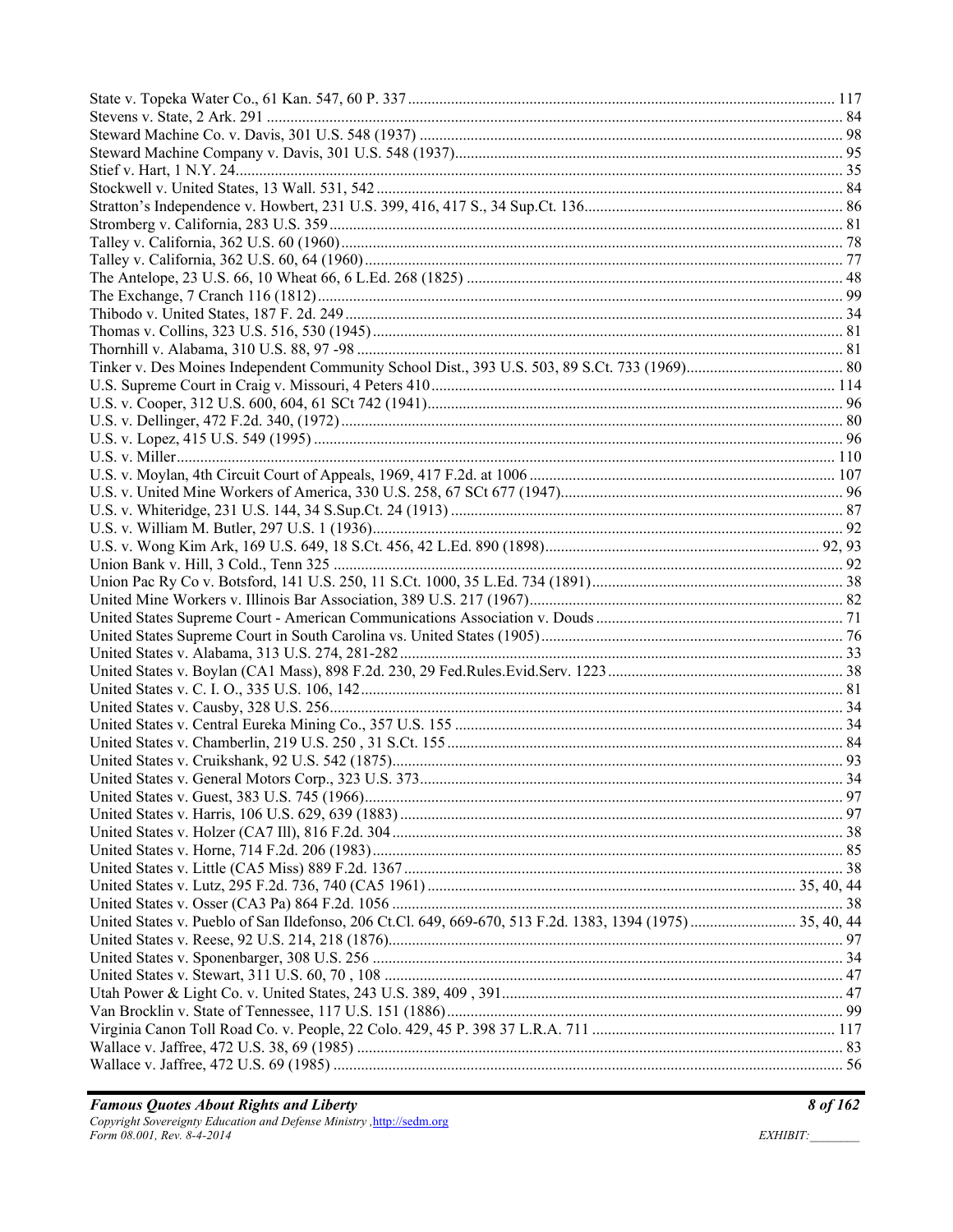State v. Topeka Water Co., 61 Kan. 547, 60 P. 337 ............................................................................................................ 117
Stevens v. State, 2 Ark. 291 ................................................................................................................................................. 84
Steward Machine Co. v. Davis, 301 U.S. 548 (1937) ........................................................................................................... 98
Steward Machine Company v. Davis, 301 U.S. 548 (1937).................................................................................................. 95
Stief v. Hart, 1 N.Y. 24.......................................................................................................................................................... 35
Stockwell v. United States, 13 Wall. 531, 542 ..................................................................................................................... 84
Stratton's Independence v. Howbert, 231 U.S. 399, 416, 417 S., 34 Sup.Ct. 136................................................................. 86
Stromberg v. California, 283 U.S. 359 ................................................................................................................................. 81
Talley v. California, 362 U.S. 60 (1960) .............................................................................................................................. 78
Talley v. California, 362 U.S. 60, 64 (1960) ........................................................................................................................ 77
The Antelope, 23 U.S. 66, 10 Wheat 66, 6 L.Ed. 268 (1825) ............................................................................................... 48
The Exchange, 7 Cranch 116 (1812) .................................................................................................................................... 99
Thibodo v. United States, 187 F. 2d. 249 ............................................................................................................................. 34
Thomas v. Collins, 323 U.S. 516, 530 (1945) ...................................................................................................................... 81
Thornhill v. Alabama, 310 U.S. 88, 97 -98 ........................................................................................................................... 81
Tinker v. Des Moines Independent Community School Dist., 393 U.S. 503, 89 S.Ct. 733 (1969)........................................ 80
U.S. Supreme Court in Craig v. Missouri, 4 Peters 410...................................................................................................... 114
U.S. v. Cooper, 312 U.S. 600, 604, 61 SCt 742 (1941)......................................................................................................... 96
U.S. v. Dellinger, 472 F.2d. 340, (1972) ............................................................................................................................... 80
U.S. v. Lopez, 415 U.S. 549 (1995) ..................................................................................................................................... 96
U.S. v. Miller....................................................................................................................................................................... 110
U.S. v. Moylan, 4th Circuit Court of Appeals, 1969, 417 F.2d. at 1006 ............................................................................. 107
U.S. v. United Mine Workers of America, 330 U.S. 258, 67 SCt 677 (1947)....................................................................... 96
U.S. v. Whiteridge, 231 U.S. 144, 34 S.Sup.Ct. 24 (1913) ................................................................................................... 87
U.S. v. William M. Butler, 297 U.S. 1 (1936)...................................................................................................................... 92
U.S. v. Wong Kim Ark, 169 U.S. 649, 18 S.Ct. 456, 42 L.Ed. 890 (1898)...................................................................... 92, 93
Union Bank v. Hill, 3 Cold., Tenn 325 ................................................................................................................................. 92
Union Pac Ry Co v. Botsford, 141 U.S. 250, 11 S.Ct. 1000, 35 L.Ed. 734 (1891)................................................................ 38
United Mine Workers v. Illinois Bar Association, 389 U.S. 217 (1967)............................................................................... 82
United States Supreme Court - American Communications Association v. Douds .............................................................. 71
United States Supreme Court in South Carolina vs. United States (1905)............................................................................ 76
United States v. Alabama, 313 U.S. 274, 281-282 ................................................................................................................ 33
United States v. Boylan (CA1 Mass), 898 F.2d. 230, 29 Fed.Rules.Evid.Serv. 1223 ............................................................ 38
United States v. C. I. O., 335 U.S. 106, 142.......................................................................................................................... 81
United States v. Causby, 328 U.S. 256.................................................................................................................................. 34
United States v. Central Eureka Mining Co., 357 U.S. 155 .................................................................................................. 34
United States v. Chamberlin, 219 U.S. 250 , 31 S.Ct. 155 .................................................................................................... 84
United States v. Cruikshank, 92 U.S. 542 (1875).................................................................................................................. 93
United States v. General Motors Corp., 323 U.S. 373........................................................................................................... 34
United States v. Guest, 383 U.S. 745 (1966)......................................................................................................................... 97
United States v. Harris, 106 U.S. 629, 639 (1883) ................................................................................................................ 97
United States v. Holzer (CA7 Ill), 816 F.2d. 304 .................................................................................................................. 38
United States v. Horne, 714 F.2d. 206 (1983)....................................................................................................................... 85
United States v. Little (CA5 Miss) 889 F.2d. 1367 ............................................................................................................... 38
United States v. Lutz, 295 F.2d. 736, 740 (CA5 1961) ........................................................................................... 35, 40, 44
United States v. Osser (CA3 Pa) 864 F.2d. 1056 .................................................................................................................. 38
United States v. Pueblo of San Ildefonso, 206 Ct.Cl. 649, 669-670, 513 F.2d. 1383, 1394 (1975) ........................... 35, 40, 44
United States v. Reese, 92 U.S. 214, 218 (1876)................................................................................................................... 97
United States v. Sponenbarger, 308 U.S. 256 ....................................................................................................................... 34
United States v. Stewart, 311 U.S. 60, 70 , 108 .................................................................................................................... 47
Utah Power & Light Co. v. United States, 243 U.S. 389, 409 , 391....................................................................................... 47
Van Brocklin v. State of Tennessee, 117 U.S. 151 (1886)..................................................................................................... 99
Virginia Canon Toll Road Co. v. People, 22 Colo. 429, 45 P. 398 37 L.R.A. 711 .............................................................. 117
Wallace v. Jaffree, 472 U.S. 38, 69 (1985) ........................................................................................................................... 83
Wallace v. Jaffree, 472 U.S. 69 (1985) ................................................................................................................................. 56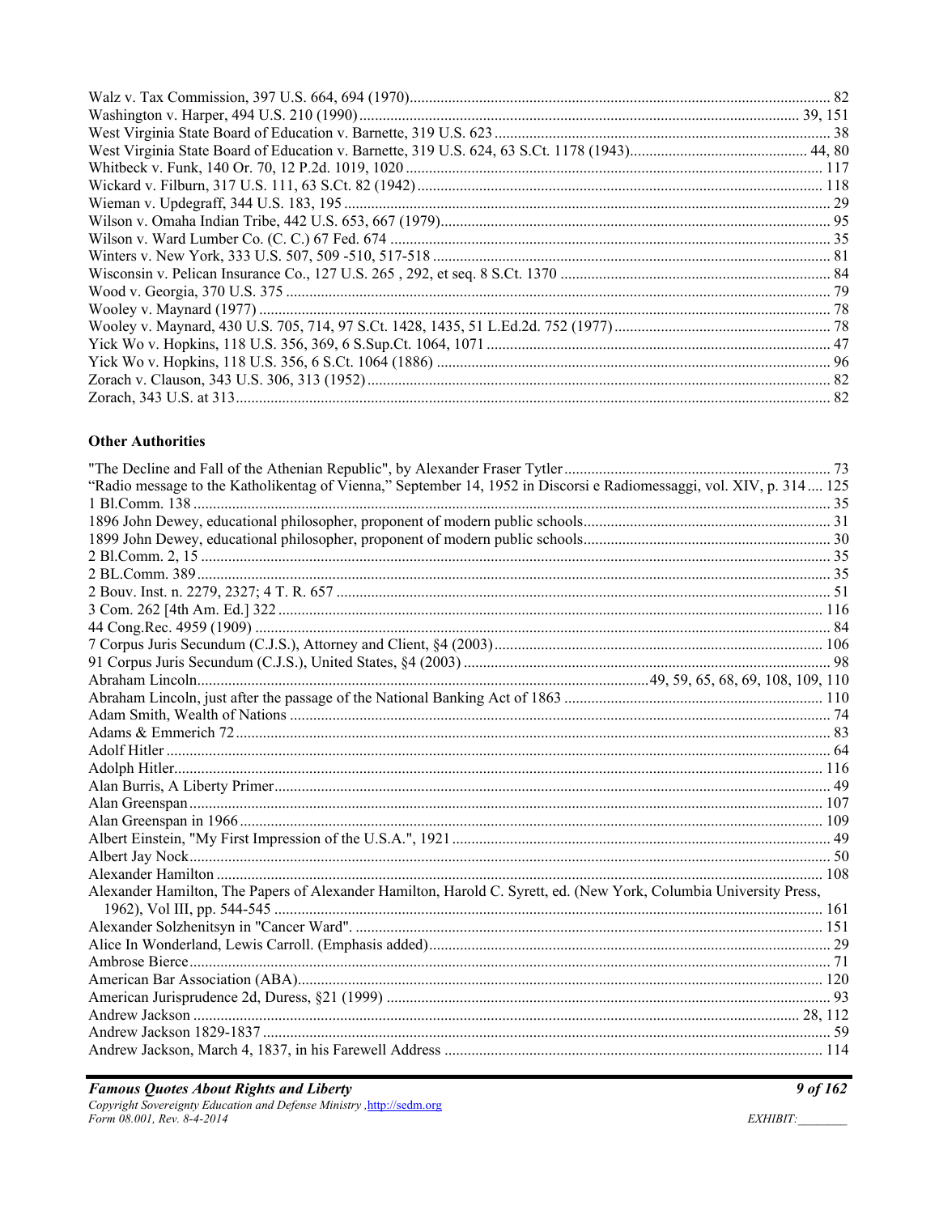Walz v. Tax Commission, 397 U.S. 664, 694 (1970) ... 82
Washington v. Harper, 494 U.S. 210 (1990) ... 39, 151
West Virginia State Board of Education v. Barnette, 319 U.S. 623 ... 38
West Virginia State Board of Education v. Barnette, 319 U.S. 624, 63 S.Ct. 1178 (1943) ... 44, 80
Whitbeck v. Funk, 140 Or. 70, 12 P.2d. 1019, 1020 ... 117
Wickard v. Filburn, 317 U.S. 111, 63 S.Ct. 82 (1942) ... 118
Wieman v. Updegraff, 344 U.S. 183, 195 ... 29
Wilson v. Omaha Indian Tribe, 442 U.S. 653, 667 (1979) ... 95
Wilson v. Ward Lumber Co. (C. C.) 67 Fed. 674 ... 35
Winters v. New York, 333 U.S. 507, 509 -510, 517-518 ... 81
Wisconsin v. Pelican Insurance Co., 127 U.S. 265 , 292, et seq. 8 S.Ct. 1370 ... 84
Wood v. Georgia, 370 U.S. 375 ... 79
Wooley v. Maynard (1977) ... 78
Wooley v. Maynard, 430 U.S. 705, 714, 97 S.Ct. 1428, 1435, 51 L.Ed.2d. 752 (1977) ... 78
Yick Wo v. Hopkins, 118 U.S. 356, 369, 6 S.Sup.Ct. 1064, 1071 ... 47
Yick Wo v. Hopkins, 118 U.S. 356, 6 S.Ct. 1064 (1886) ... 96
Zorach v. Clauson, 343 U.S. 306, 313 (1952) ... 82
Zorach, 343 U.S. at 313 ... 82

**Other Authorities**

"The Decline and Fall of the Athenian Republic", by Alexander Fraser Tytler ... 73
"Radio message to the Katholikentag of Vienna," September 14, 1952 in Discorsi e Radiomessaggi, vol. XIV, p. 314 ... 125
1 Bl.Comm. 138 ... 35
1896 John Dewey, educational philosopher, proponent of modern public schools ... 31
1899 John Dewey, educational philosopher, proponent of modern public schools ... 30
2 Bl.Comm. 2, 15 ... 35
2 BL.Comm. 389 ... 35
2 Bouv. Inst. n. 2279, 2327; 4 T. R. 657 ... 51
3 Com. 262 [4th Am. Ed.] 322 ... 116
44 Cong.Rec. 4959 (1909) ... 84
7 Corpus Juris Secundum (C.J.S.), Attorney and Client, §4 (2003) ... 106
91 Corpus Juris Secundum (C.J.S.), United States, §4 (2003) ... 98
Abraham Lincoln ... 49, 59, 65, 68, 69, 108, 109, 110
Abraham Lincoln, just after the passage of the National Banking Act of 1863 ... 110
Adam Smith, Wealth of Nations ... 74
Adams & Emmerich 72 ... 83
Adolf Hitler ... 64
Adolph Hitler ... 116
Alan Burris, A Liberty Primer ... 49
Alan Greenspan ... 107
Alan Greenspan in 1966 ... 109
Albert Einstein, "My First Impression of the U.S.A.", 1921 ... 49
Albert Jay Nock ... 50
Alexander Hamilton ... 108
Alexander Hamilton, The Papers of Alexander Hamilton, Harold C. Syrett, ed. (New York, Columbia University Press, 1962), Vol III, pp. 544-545 ... 161
Alexander Solzhenitsyn in "Cancer Ward". ... 151
Alice In Wonderland, Lewis Carroll. (Emphasis added) ... 29
Ambrose Bierce ... 71
American Bar Association (ABA) ... 120
American Jurisprudence 2d, Duress, §21 (1999) ... 93
Andrew Jackson ... 28, 112
Andrew Jackson 1829-1837 ... 59
Andrew Jackson, March 4, 1837, in his Farewell Address ... 114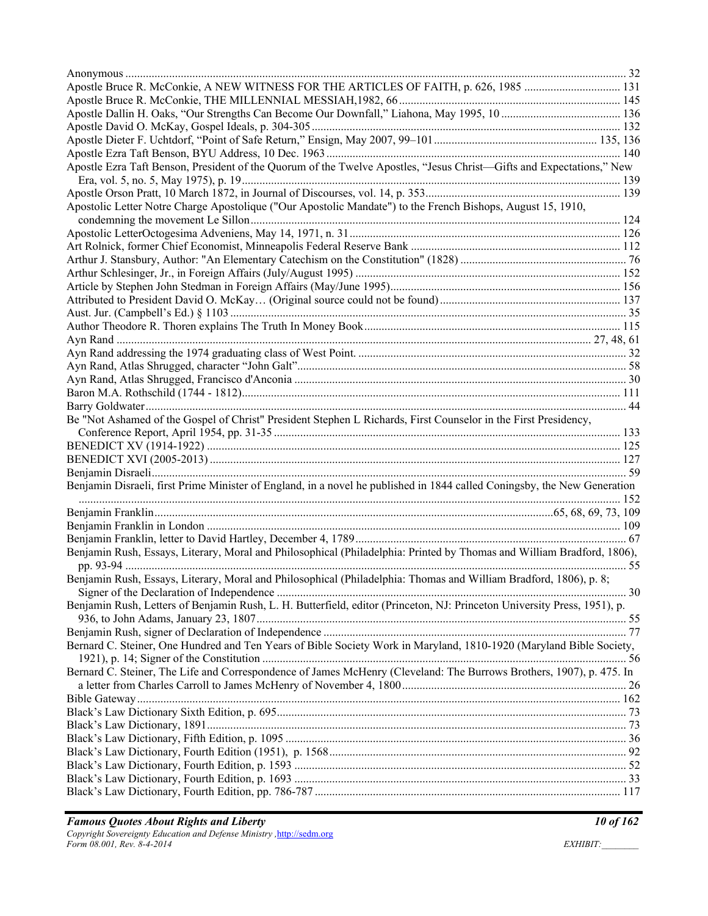Anonymous ............................................................................................................................................................. 32
Apostle Bruce R. McConkie, A NEW WITNESS FOR THE ARTICLES OF FAITH, p. 626, 1985 ................................ 131
Apostle Bruce R. McConkie, THE MILLENNIAL MESSIAH,1982, 66 ........................................................................... 145
Apostle Dallin H. Oaks, "Our Strengths Can Become Our Downfall," Liahona, May 1995, 10 ......................................... 136
Apostle David O. McKay, Gospel Ideals, p. 304-305 ......................................................................................................... 132
Apostle Dieter F. Uchtdorf, "Point of Safe Return," Ensign, May 2007, 99–101 ....................................................... 135, 136
Apostle Ezra Taft Benson, BYU Address, 10 Dec. 1963 .................................................................................................... 140
Apostle Ezra Taft Benson, President of the Quorum of the Twelve Apostles, "Jesus Christ—Gifts and Expectations," New Era, vol. 5, no. 5, May 1975), p. 19 ................................................................................................................................ 139
Apostle Orson Pratt, 10 March 1872, in Journal of Discourses, vol. 14, p. 353 .................................................................. 139
Apostolic Letter Notre Charge Apostolique ("Our Apostolic Mandate") to the French Bishops, August 15, 1910, condemning the movement Le Sillon ............................................................................................................................. 124
Apostolic LetterOctogesima Adveniens, May 14, 1971, n. 31 ............................................................................................ 126
Art Rolnick, former Chief Economist, Minneapolis Federal Reserve Bank ....................................................................... 112
Arthur J. Stansbury, Author: "An Elementary Catechism on the Constitution" (1828) ......................................................... 76
Arthur Schlesinger, Jr., in Foreign Affairs (July/August 1995) .......................................................................................... 152
Article by Stephen John Stedman in Foreign Affairs (May/June 1995) .............................................................................. 156
Attributed to President David O. McKay… (Original source could not be found) ............................................................. 137
Aust. Jur. (Campbell's Ed.) § 1103 ....................................................................................................................................... 35
Author Theodore R. Thoren explains The Truth In Money Book ....................................................................................... 115
Ayn Rand ........................................................................................................................................................... 27, 48, 61
Ayn Rand addressing the 1974 graduating class of West Point. ........................................................................................... 32
Ayn Rand, Atlas Shrugged, character "John Galt" ................................................................................................................ 58
Ayn Rand, Atlas Shrugged, Francisco d'Anconia ................................................................................................................. 30
Baron M.A. Rothschild (1744 - 1812) ................................................................................................................................. 111
Barry Goldwater .................................................................................................................................................................... 44
Be "Not Ashamed of the Gospel of Christ" President Stephen L Richards, First Counselor in the First Presidency, Conference Report, April 1954, pp. 31-35 ...................................................................................................................... 133
BENEDICT XV (1914-1922) ............................................................................................................................................. 125
BENEDICT XVI (2005-2013) ............................................................................................................................................ 127
Benjamin Disraeli ................................................................................................................................................................. 59
Benjamin Disraeli, first Prime Minister of England, in a novel he published in 1844 called Coningsby, the New Generation ....................................................................................................................................................................................... 152
Benjamin Franklin ........................................................................................................................................65, 68, 69, 73, 109
Benjamin Franklin in London ............................................................................................................................................ 109
Benjamin Franklin, letter to David Hartley, December 4, 1789 ............................................................................................ 67
Benjamin Rush, Essays, Literary, Moral and Philosophical (Philadelphia: Printed by Thomas and William Bradford, 1806), pp. 93-94 .......................................................................................................................................................................... 55
Benjamin Rush, Essays, Literary, Moral and Philosophical (Philadelphia: Thomas and William Bradford, 1806), p. 8; Signer of the Declaration of Independence ....................................................................................................................... 30
Benjamin Rush, Letters of Benjamin Rush, L. H. Butterfield, editor (Princeton, NJ: Princeton University Press, 1951), p. 936, to John Adams, January 23, 1807 .............................................................................................................................. 55
Benjamin Rush, signer of Declaration of Independence ....................................................................................................... 77
Bernard C. Steiner, One Hundred and Ten Years of Bible Society Work in Maryland, 1810-1920 (Maryland Bible Society, 1921), p. 14; Signer of the Constitution ........................................................................................................................... 56
Bernard C. Steiner, The Life and Correspondence of James McHenry (Cleveland: The Burrows Brothers, 1907), p. 475. In a letter from Charles Carroll to James McHenry of November 4, 1800 ............................................................................. 26
Bible Gateway ..................................................................................................................................................................... 162
Black's Law Dictionary Sixth Edition, p. 695 ....................................................................................................................... 73
Black's Law Dictionary, 1891 ............................................................................................................................................... 73
Black's Law Dictionary, Fifth Edition, p. 1095 .................................................................................................................... 36
Black's Law Dictionary, Fourth Edition (1951), p. 1568 ..................................................................................................... 92
Black's Law Dictionary, Fourth Edition, p. 1593 ................................................................................................................. 52
Black's Law Dictionary, Fourth Edition, p. 1693 ................................................................................................................. 33
Black's Law Dictionary, Fourth Edition, pp. 786-787 ........................................................................................................ 117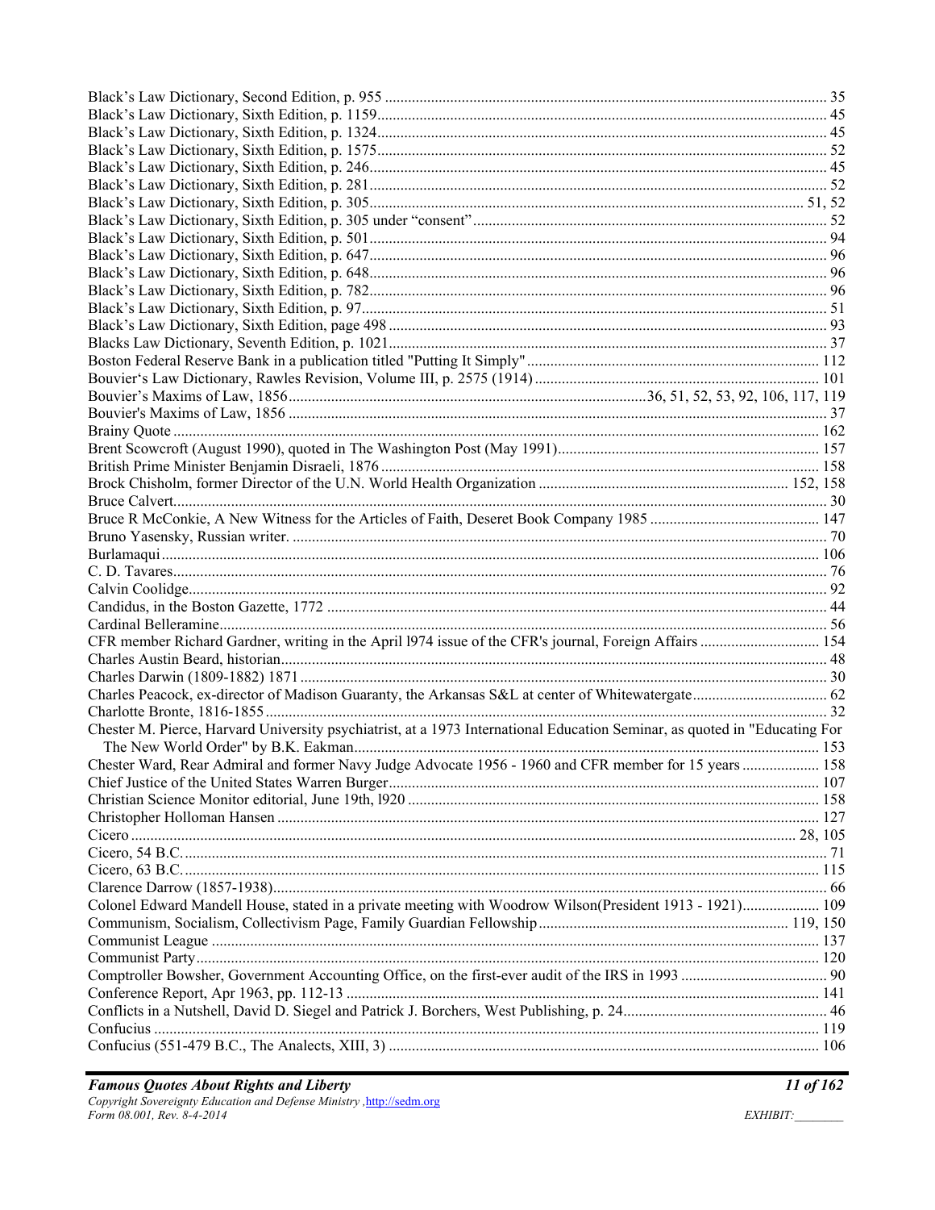Black's Law Dictionary, Second Edition, p. 955 .................................................. 35
Black's Law Dictionary, Sixth Edition, p. 1159.................................................. 45
Black's Law Dictionary, Sixth Edition, p. 1324.................................................. 45
Black's Law Dictionary, Sixth Edition, p. 1575.................................................. 52
Black's Law Dictionary, Sixth Edition, p. 246.................................................. 45
Black's Law Dictionary, Sixth Edition, p. 281.................................................. 52
Black's Law Dictionary, Sixth Edition, p. 305.................................................. 51, 52
Black's Law Dictionary, Sixth Edition, p. 305 under "consent".................................................. 52
Black's Law Dictionary, Sixth Edition, p. 501.................................................. 94
Black's Law Dictionary, Sixth Edition, p. 647.................................................. 96
Black's Law Dictionary, Sixth Edition, p. 648.................................................. 96
Black's Law Dictionary, Sixth Edition, p. 782.................................................. 96
Black's Law Dictionary, Sixth Edition, p. 97.................................................. 51
Black's Law Dictionary, Sixth Edition, page 498.................................................. 93
Blacks Law Dictionary, Seventh Edition, p. 1021.................................................. 37
Boston Federal Reserve Bank in a publication titled "Putting It Simply".................................................. 112
Bouvier's Law Dictionary, Rawles Revision, Volume III, p. 2575 (1914).................................................. 101
Bouvier's Maxims of Law, 1856..................................................36, 51, 52, 53, 92, 106, 117, 119
Bouvier's Maxims of Law, 1856.................................................. 37
Brainy Quote.................................................. 162
Brent Scowcroft (August 1990), quoted in The Washington Post (May 1991).................................................. 157
British Prime Minister Benjamin Disraeli, 1876.................................................. 158
Brock Chisholm, former Director of the U.N. World Health Organization.................................................. 152, 158
Bruce Calvert.................................................. 30
Bruce R McConkie, A New Witness for the Articles of Faith, Deseret Book Company 1985.................................................. 147
Bruno Yasensky, Russian writer.................................................. 70
Burlamaqui.................................................. 106
C. D. Tavares.................................................. 76
Calvin Coolidge.................................................. 92
Candidus, in the Boston Gazette, 1772.................................................. 44
Cardinal Belleramine.................................................. 56
CFR member Richard Gardner, writing in the April l974 issue of the CFR's journal, Foreign Affairs.................................................. 154
Charles Austin Beard, historian.................................................. 48
Charles Darwin (1809-1882) 1871.................................................. 30
Charles Peacock, ex-director of Madison Guaranty, the Arkansas S&L at center of Whitewatergate.................................................. 62
Charlotte Bronte, 1816-1855.................................................. 32
Chester M. Pierce, Harvard University psychiatrist, at a 1973 International Education Seminar, as quoted in "Educating For The New World Order" by B.K. Eakman.................................................. 153
Chester Ward, Rear Admiral and former Navy Judge Advocate 1956 - 1960 and CFR member for 15 years.................................................. 158
Chief Justice of the United States Warren Burger.................................................. 107
Christian Science Monitor editorial, June 19th, l920.................................................. 158
Christopher Holloman Hansen.................................................. 127
Cicero.................................................. 28, 105
Cicero, 54 B.C.................................................. 71
Cicero, 63 B.C.................................................. 115
Clarence Darrow (1857-1938).................................................. 66
Colonel Edward Mandell House, stated in a private meeting with Woodrow Wilson(President 1913 - 1921).................................................. 109
Communism, Socialism, Collectivism Page, Family Guardian Fellowship.................................................. 119, 150
Communist League.................................................. 137
Communist Party.................................................. 120
Comptroller Bowsher, Government Accounting Office, on the first-ever audit of the IRS in 1993.................................................. 90
Conference Report, Apr 1963, pp. 112-13.................................................. 141
Conflicts in a Nutshell, David D. Siegel and Patrick J. Borchers, West Publishing, p. 24.................................................. 46
Confucius.................................................. 119
Confucius (551-479 B.C., The Analects, XIII, 3).................................................. 106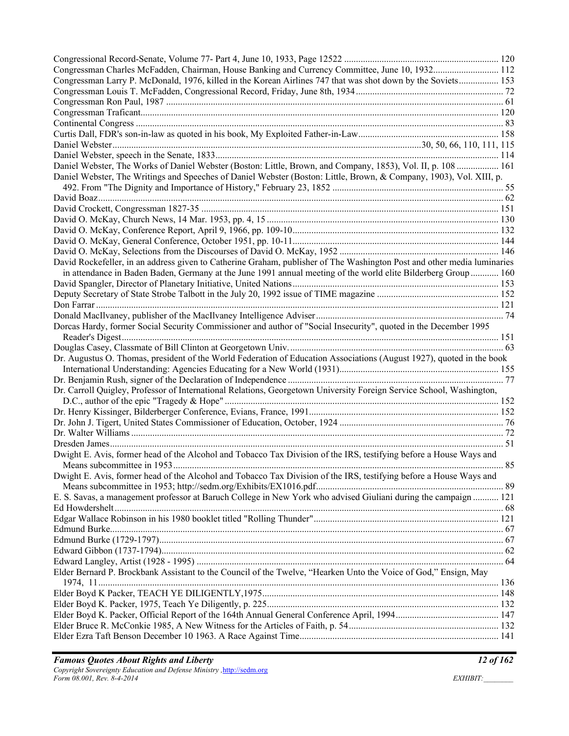Congressional Record-Senate, Volume 77- Part 4, June 10, 1933, Page 12522 ................................................................. 120
Congressman Charles McFadden, Chairman, House Banking and Currency Committee, June 10, 1932............................ 112
Congressman Larry P. McDonald, 1976, killed in the Korean Airlines 747 that was shot down by the Soviets................. 153
Congressman Louis T. McFadden, Congressional Record, Friday, June 8th, 1934 ............................................................... 72
Congressman Ron Paul, 1987 ............................................................................................................................................... 61
Congressman Traficant......................................................................................................................................................... 120
Continental Congress ............................................................................................................................................................ 83
Curtis Dall, FDR's son-in-law as quoted in his book, My Exploited Father-in-Law............................................................ 158
Daniel Webster...................................................................................................................................30, 50, 66, 110, 111, 115
Daniel Webster, speech in the Senate, 1833....................................................................................................................... 114
Daniel Webster, The Works of Daniel Webster (Boston: Little, Brown, and Company, 1853), Vol. II, p. 108 .................. 161
Daniel Webster, The Writings and Speeches of Daniel Webster (Boston: Little, Brown, & Company, 1903), Vol. XIII, p. 492. From "The Dignity and Importance of History," February 23, 1852 ......................................................................... 55
David Boaz............................................................................................................................................................................ 62
David Crockett, Congressman 1827-35 .............................................................................................................................. 151
David O. McKay, Church News, 14 Mar. 1953, pp. 4, 15 .................................................................................................. 130
David O. McKay, Conference Report, April 9, 1966, pp. 109-10........................................................................................ 132
David O. McKay, General Conference, October 1951, pp. 10-11....................................................................................... 144
David O. McKay, Selections from the Discourses of David O. McKay, 1952 .................................................................... 146
David Rockefeller, in an address given to Catherine Graham, publisher of The Washington Post and other media luminaries in attendance in Baden Baden, Germany at the June 1991 annual meeting of the world elite Bilderberg Group ............ 160
David Spangler, Director of Planetary Initiative, United Nations........................................................................................ 153
Deputy Secretary of State Strobe Talbott in the July 20, 1992 issue of TIME magazine .................................................... 152
Don Farrar ........................................................................................................................................................................... 121
Donald MacIlvaney, publisher of the MacIlvaney Intelligence Adviser................................................................................ 74
Dorcas Hardy, former Social Security Commissioner and author of "Social Insecurity", quoted in the December 1995 Reader's Digest................................................................................................................................................................ 151
Douglas Casey, Classmate of Bill Clinton at Georgetown Univ. ........................................................................................... 63
Dr. Augustus O. Thomas, president of the World Federation of Education Associations (August 1927), quoted in the book International Understanding: Agencies Educating for a New World (1931).................................................................... 155
Dr. Benjamin Rush, signer of the Declaration of Independence ............................................................................................ 77
Dr. Carroll Quigley, Professor of International Relations, Georgetown University Foreign Service School, Washington, D.C., author of the epic "Tragedy & Hope" ..................................................................................................................... 152
Dr. Henry Kissinger, Bilderberger Conference, Evians, France, 1991................................................................................. 152
Dr. John J. Tigert, United States Commissioner of Education, October, 1924 ...................................................................... 76
Dr. Walter Williams ............................................................................................................................................................... 72
Dresden James....................................................................................................................................................................... 51
Dwight E. Avis, former head of the Alcohol and Tobacco Tax Division of the IRS, testifying before a House Ways and Means subcommittee in 1953 ............................................................................................................................................ 85
Dwight E. Avis, former head of the Alcohol and Tobacco Tax Division of the IRS, testifying before a House Ways and Means subcommittee in 1953; http://sedm.org/Exhibits/EX1016.pdf................................................................................ 89
E. S. Savas, a management professor at Baruch College in New York who advised Giuliani during the campaign ........... 121
Ed Howdershelt ..................................................................................................................................................................... 68
Edgar Wallace Robinson in his 1980 booklet titled "Rolling Thunder"............................................................................... 121
Edmund Burke....................................................................................................................................................................... 67
Edmund Burke (1729-1797).................................................................................................................................................. 67
Edward Gibbon (1737-1794).................................................................................................................................................. 62
Edward Langley, Artist (1928 - 1995) ................................................................................................................................... 64
Elder Bernard P. Brockbank Assistant to the Council of the Twelve, "Hearken Unto the Voice of God," Ensign, May 1974, 11.......................................................................................................................................................................... 136
Elder Boyd K Packer, TEACH YE DILIGENTLY,1975.................................................................................................... 148
Elder Boyd K. Packer, 1975, Teach Ye Diligently, p. 225.................................................................................................. 132
Elder Boyd K. Packer, Official Report of the 164th Annual General Conference April, 1994............................................ 147
Elder Bruce R. McConkie 1985, A New Witness for the Articles of Faith, p. 54................................................................ 132
Elder Ezra Taft Benson December 10 1963. A Race Against Time..................................................................................... 141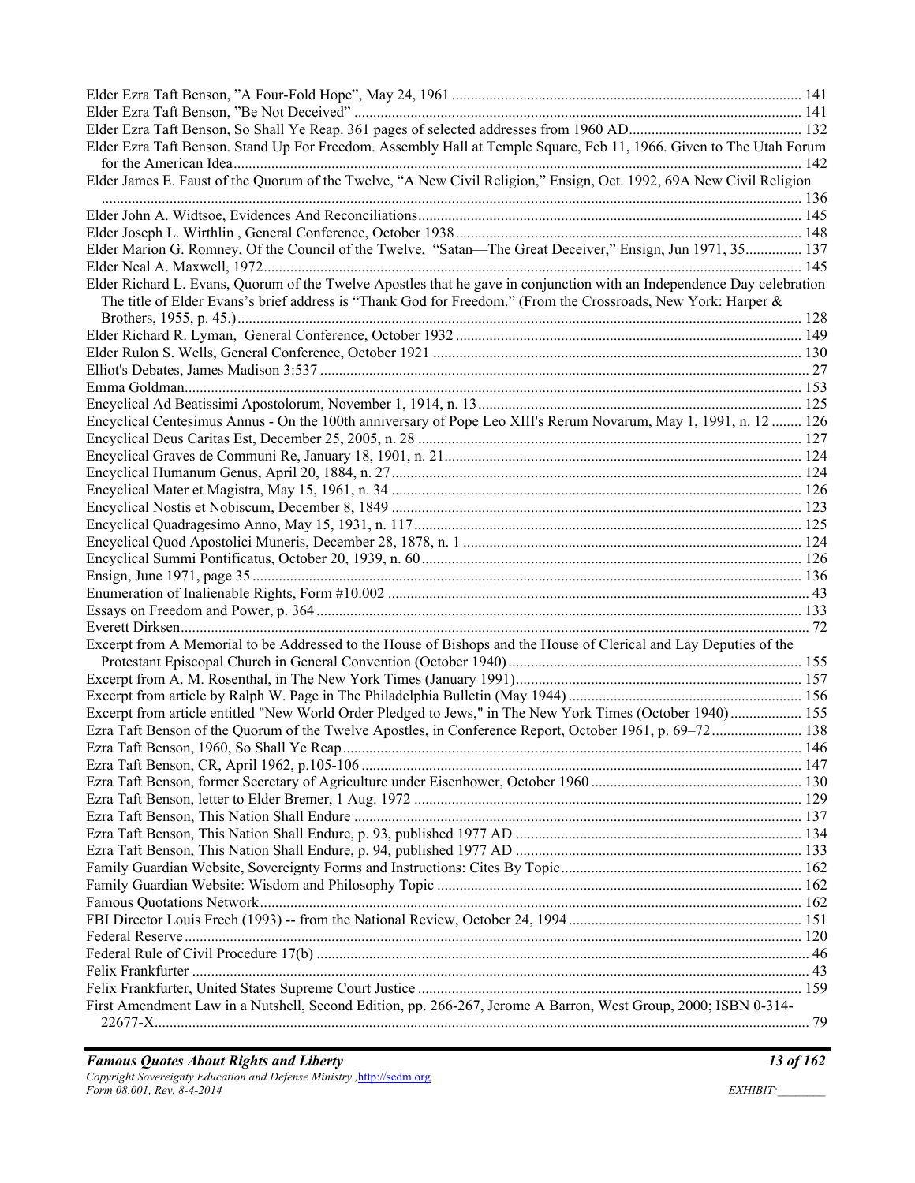Elder Ezra Taft Benson, "A Four-Fold Hope", May 24, 1961 ........................................................................................... 141
Elder Ezra Taft Benson, "Be Not Deceived" ........................................................................................................................ 141
Elder Ezra Taft Benson, So Shall Ye Reap. 361 pages of selected addresses from 1960 AD............................................... 132
Elder Ezra Taft Benson. Stand Up For Freedom. Assembly Hall at Temple Square, Feb 11, 1966. Given to The Utah Forum for the American Idea........................................................................................................................................... 142
Elder James E. Faust of the Quorum of the Twelve, "A New Civil Religion," Ensign, Oct. 1992, 69A New Civil Religion ........................................................................................................................................................................ 136
Elder John A. Widtsoe, Evidences And Reconciliations........................................................................................................ 145
Elder Joseph L. Wirthlin , General Conference, October 1938............................................................................................ 148
Elder Marion G. Romney, Of the Council of the Twelve, "Satan—The Great Deceiver," Ensign, Jun 1971, 35............... 137
Elder Neal A. Maxwell, 1972................................................................................................................................................. 145
Elder Richard L. Evans, Quorum of the Twelve Apostles that he gave in conjunction with an Independence Day celebration The title of Elder Evans's brief address is "Thank God for Freedom." (From the Crossroads, New York: Harper & Brothers, 1955, p. 45.)........................................................................................................................................ 128
Elder Richard R. Lyman, General Conference, October 1932............................................................................................ 149
Elder Rulon S. Wells, General Conference, October 1921 .................................................................................................. 130
Elliot's Debates, James Madison 3:537 .................................................................................................................................. 27
Emma Goldman.................................................................................................................................................................... 153
Encyclical Ad Beatissimi Apostolorum, November 1, 1914, n. 13...................................................................................... 125
Encyclical Centesimus Annus - On the 100th anniversary of Pope Leo XIII's Rerum Novarum, May 1, 1991, n. 12 ........ 126
Encyclical Deus Caritas Est, December 25, 2005, n. 28 ..................................................................................................... 127
Encyclical Graves de Communi Re, January 18, 1901, n. 21.............................................................................................. 124
Encyclical Humanum Genus, April 20, 1884, n. 27............................................................................................................ 124
Encyclical Mater et Magistra, May 15, 1961, n. 34 ............................................................................................................ 126
Encyclical Nostis et Nobiscum, December 8, 1849 ............................................................................................................ 123
Encyclical Quadragesimo Anno, May 15, 1931, n. 117....................................................................................................... 125
Encyclical Quod Apostolici Muneris, December 28, 1878, n. 1 ......................................................................................... 124
Encyclical Summi Pontificatus, October 20, 1939, n. 60..................................................................................................... 126
Ensign, June 1971, page 35.................................................................................................................................................. 136
Enumeration of Inalienable Rights, Form #10.002 ............................................................................................................... 43
Essays on Freedom and Power, p. 364 ................................................................................................................................ 133
Everett Dirksen....................................................................................................................................................................... 72
Excerpt from A Memorial to be Addressed to the House of Bishops and the House of Clerical and Lay Deputies of the Protestant Episcopal Church in General Convention (October 1940)............................................................................. 155
Excerpt from A. M. Rosenthal, in The New York Times (January 1991)............................................................................ 157
Excerpt from article by Ralph W. Page in The Philadelphia Bulletin (May 1944)............................................................. 156
Excerpt from article entitled "New World Order Pledged to Jews," in The New York Times (October 1940)................... 155
Ezra Taft Benson of the Quorum of the Twelve Apostles, in Conference Report, October 1961, p. 69–72........................ 138
Ezra Taft Benson, 1960, So Shall Ye Reap........................................................................................................................ 146
Ezra Taft Benson, CR, April 1962, p.105-106 .................................................................................................................... 147
Ezra Taft Benson, former Secretary of Agriculture under Eisenhower, October 1960 ........................................................ 130
Ezra Taft Benson, letter to Elder Bremer, 1 Aug. 1972 ...................................................................................................... 129
Ezra Taft Benson, This Nation Shall Endure ...................................................................................................................... 137
Ezra Taft Benson, This Nation Shall Endure, p. 93, published 1977 AD ........................................................................... 134
Ezra Taft Benson, This Nation Shall Endure, p. 94, published 1977 AD ........................................................................... 133
Family Guardian Website, Sovereignty Forms and Instructions: Cites By Topic............................................................... 162
Family Guardian Website: Wisdom and Philosophy Topic ................................................................................................ 162
Famous Quotations Network............................................................................................................................................... 162
FBI Director Louis Freeh (1993) -- from the National Review, October 24, 1994............................................................. 151
Federal Reserve................................................................................................................................................................... 120
Federal Rule of Civil Procedure 17(b) .................................................................................................................................. 46
Felix Frankfurter ................................................................................................................................................................... 43
Felix Frankfurter, United States Supreme Court Justice ..................................................................................................... 159
First Amendment Law in a Nutshell, Second Edition, pp. 266-267, Jerome A Barron, West Group, 2000; ISBN 0-314-22677-X............................................................................................................................................................................ 79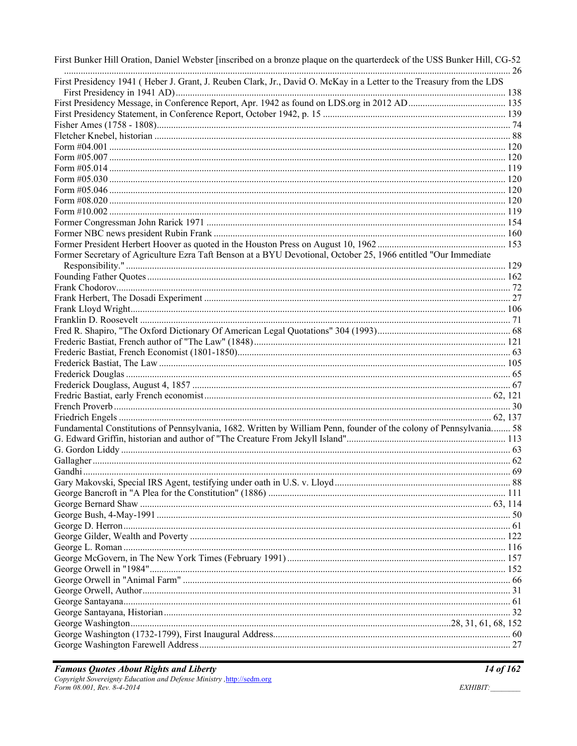First Bunker Hill Oration, Daniel Webster [inscribed on a bronze plaque on the quarterdeck of the USS Bunker Hill, CG-52 ........ 26
First Presidency 1941 ( Heber J. Grant, J. Reuben Clark, Jr., David O. McKay in a Letter to the Treasury from the LDS First Presidency in 1941 AD) ........ 138
First Presidency Message, in Conference Report, Apr. 1942 as found on LDS.org in 2012 AD ........ 135
First Presidency Statement, in Conference Report, October 1942, p. 15 ........ 139
Fisher Ames (1758 - 1808) ........ 74
Fletcher Knebel, historian ........ 88
Form #04.001 ........ 120
Form #05.007 ........ 120
Form #05.014 ........ 119
Form #05.030 ........ 120
Form #05.046 ........ 120
Form #08.020 ........ 120
Form #10.002 ........ 119
Former Congressman John Rarick 1971 ........ 154
Former NBC news president Rubin Frank ........ 160
Former President Herbert Hoover as quoted in the Houston Press on August 10, 1962 ........ 153
Former Secretary of Agriculture Ezra Taft Benson at a BYU Devotional, October 25, 1966 entitled "Our Immediate Responsibility." ........ 129
Founding Father Quotes ........ 162
Frank Chodorov ........ 72
Frank Herbert, The Dosadi Experiment ........ 27
Frank Lloyd Wright ........ 106
Franklin D. Roosevelt ........ 71
Fred R. Shapiro, "The Oxford Dictionary Of American Legal Quotations" 304 (1993) ........ 68
Frederic Bastiat, French author of "The Law" (1848) ........ 121
Frederic Bastiat, French Economist (1801-1850) ........ 63
Frederick Bastiat, The Law ........ 105
Frederick Douglas ........ 65
Frederick Douglass, August 4, 1857 ........ 67
Fredric Bastiat, early French economist ........ 62, 121
French Proverb ........ 30
Friedrich Engels ........ 62, 137
Fundamental Constitutions of Pennsylvania, 1682. Written by William Penn, founder of the colony of Pennsylvania ........ 58
G. Edward Griffin, historian and author of "The Creature From Jekyll Island" ........ 113
G. Gordon Liddy ........ 63
Gallagher ........ 62
Gandhi ........ 69
Gary Makovski, Special IRS Agent, testifying under oath in U.S. v. Lloyd ........ 88
George Bancroft in "A Plea for the Constitution" (1886) ........ 111
George Bernard Shaw ........ 63, 114
George Bush, 4-May-1991 ........ 50
George D. Herron ........ 61
George Gilder, Wealth and Poverty ........ 122
George L. Roman ........ 116
George McGovern, in The New York Times (February 1991) ........ 157
George Orwell in "1984" ........ 152
George Orwell in "Animal Farm" ........ 66
George Orwell, Author ........ 31
George Santayana ........ 61
George Santayana, Historian ........ 32
George Washington ........ 28, 31, 61, 68, 152
George Washington (1732-1799), First Inaugural Address ........ 60
George Washington Farewell Address ........ 27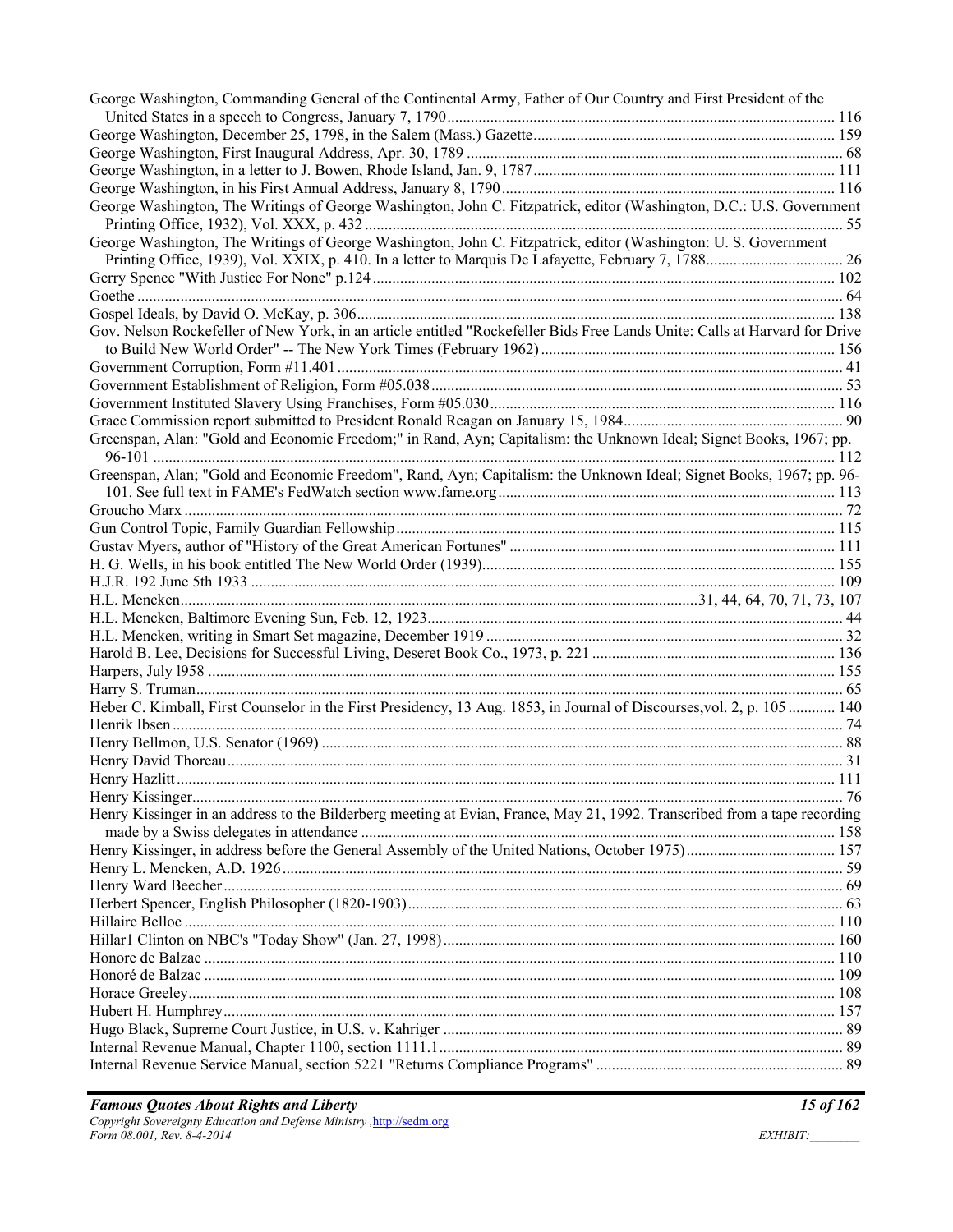George Washington, Commanding General of the Continental Army, Father of Our Country and First President of the United States in a speech to Congress, January 7, 1790 .......... 116
George Washington, December 25, 1798, in the Salem (Mass.) Gazette .......... 159
George Washington, First Inaugural Address, Apr. 30, 1789 .......... 68
George Washington, in a letter to J. Bowen, Rhode Island, Jan. 9, 1787 .......... 111
George Washington, in his First Annual Address, January 8, 1790 .......... 116
George Washington, The Writings of George Washington, John C. Fitzpatrick, editor (Washington, D.C.: U.S. Government Printing Office, 1932), Vol. XXX, p. 432 .......... 55
George Washington, The Writings of George Washington, John C. Fitzpatrick, editor (Washington: U. S. Government Printing Office, 1939), Vol. XXIX, p. 410. In a letter to Marquis De Lafayette, February 7, 1788 .......... 26
Gerry Spence "With Justice For None" p.124 .......... 102
Goethe .......... 64
Gospel Ideals, by David O. McKay, p. 306 .......... 138
Gov. Nelson Rockefeller of New York, in an article entitled "Rockefeller Bids Free Lands Unite: Calls at Harvard for Drive to Build New World Order" -- The New York Times (February 1962) .......... 156
Government Corruption, Form #11.401 .......... 41
Government Establishment of Religion, Form #05.038 .......... 53
Government Instituted Slavery Using Franchises, Form #05.030 .......... 116
Grace Commission report submitted to President Ronald Reagan on January 15, 1984 .......... 90
Greenspan, Alan: "Gold and Economic Freedom;" in Rand, Ayn; Capitalism: the Unknown Ideal; Signet Books, 1967; pp. 96-101 .......... 112
Greenspan, Alan; "Gold and Economic Freedom", Rand, Ayn; Capitalism: the Unknown Ideal; Signet Books, 1967; pp. 96-101. See full text in FAME's FedWatch section www.fame.org .......... 113
Groucho Marx .......... 72
Gun Control Topic, Family Guardian Fellowship .......... 115
Gustav Myers, author of "History of the Great American Fortunes" .......... 111
H. G. Wells, in his book entitled The New World Order (1939) .......... 155
H.J.R. 192 June 5th 1933 .......... 109
H.L. Mencken .......... 31, 44, 64, 70, 71, 73, 107
H.L. Mencken, Baltimore Evening Sun, Feb. 12, 1923 .......... 44
H.L. Mencken, writing in Smart Set magazine, December 1919 .......... 32
Harold B. Lee, Decisions for Successful Living, Deseret Book Co., 1973, p. 221 .......... 136
Harpers, July l958 .......... 155
Harry S. Truman .......... 65
Heber C. Kimball, First Counselor in the First Presidency, 13 Aug. 1853, in Journal of Discourses,vol. 2, p. 105 .......... 140
Henrik Ibsen .......... 74
Henry Bellmon, U.S. Senator (1969) .......... 88
Henry David Thoreau .......... 31
Henry Hazlitt .......... 111
Henry Kissinger .......... 76
Henry Kissinger in an address to the Bilderberg meeting at Evian, France, May 21, 1992. Transcribed from a tape recording made by a Swiss delegates in attendance .......... 158
Henry Kissinger, in address before the General Assembly of the United Nations, October 1975) .......... 157
Henry L. Mencken, A.D. 1926 .......... 59
Henry Ward Beecher .......... 69
Herbert Spencer, English Philosopher (1820-1903) .......... 63
Hillaire Belloc .......... 110
Hillar1 Clinton on NBC's "Today Show" (Jan. 27, 1998) .......... 160
Honore de Balzac .......... 110
Honoré de Balzac .......... 109
Horace Greeley .......... 108
Hubert H. Humphrey .......... 157
Hugo Black, Supreme Court Justice, in U.S. v. Kahriger .......... 89
Internal Revenue Manual, Chapter 1100, section 1111.1 .......... 89
Internal Revenue Service Manual, section 5221 "Returns Compliance Programs" .......... 89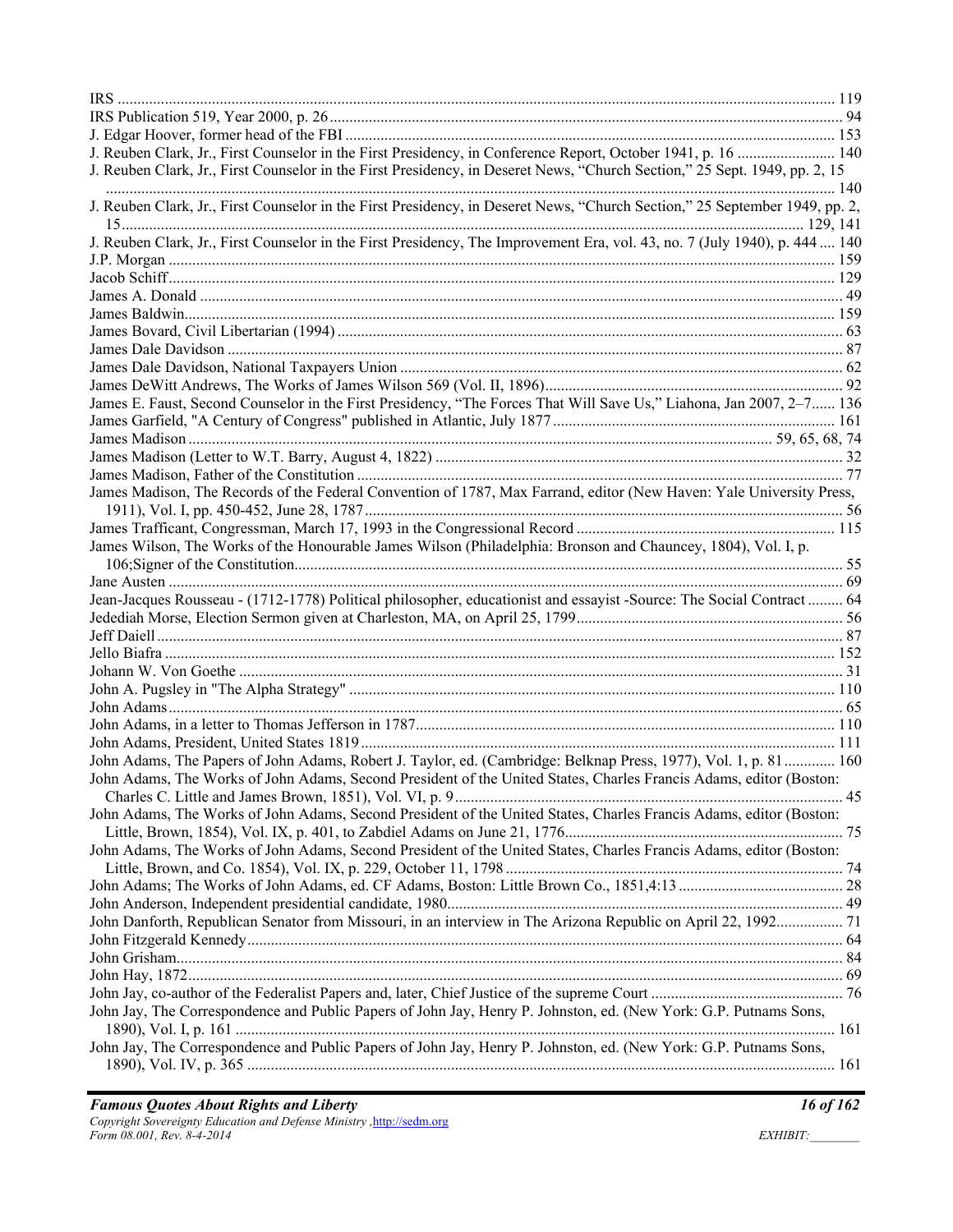IRS ..... 119
IRS Publication 519, Year 2000, p. 26 ..... 94
J. Edgar Hoover, former head of the FBI ..... 153
J. Reuben Clark, Jr., First Counselor in the First Presidency, in Conference Report, October 1941, p. 16 ..... 140
J. Reuben Clark, Jr., First Counselor in the First Presidency, in Deseret News, "Church Section," 25 Sept. 1949, pp. 2, 15 ..... 140
J. Reuben Clark, Jr., First Counselor in the First Presidency, in Deseret News, "Church Section," 25 September 1949, pp. 2, 15 ..... 129, 141
J. Reuben Clark, Jr., First Counselor in the First Presidency, The Improvement Era, vol. 43, no. 7 (July 1940), p. 444 ..... 140
J.P. Morgan ..... 159
Jacob Schiff ..... 129
James A. Donald ..... 49
James Baldwin ..... 159
James Bovard, Civil Libertarian (1994) ..... 63
James Dale Davidson ..... 87
James Dale Davidson, National Taxpayers Union ..... 62
James DeWitt Andrews, The Works of James Wilson 569 (Vol. II, 1896) ..... 92
James E. Faust, Second Counselor in the First Presidency, "The Forces That Will Save Us," Liahona, Jan 2007, 2–7 ..... 136
James Garfield, "A Century of Congress" published in Atlantic, July 1877 ..... 161
James Madison ..... 59, 65, 68, 74
James Madison (Letter to W.T. Barry, August 4, 1822) ..... 32
James Madison, Father of the Constitution ..... 77
James Madison, The Records of the Federal Convention of 1787, Max Farrand, editor (New Haven: Yale University Press, 1911), Vol. I, pp. 450-452, June 28, 1787 ..... 56
James Trafficant, Congressman, March 17, 1993 in the Congressional Record ..... 115
James Wilson, The Works of the Honourable James Wilson (Philadelphia: Bronson and Chauncey, 1804), Vol. I, p. 106;Signer of the Constitution ..... 55
Jane Austen ..... 69
Jean-Jacques Rousseau - (1712-1778) Political philosopher, educationist and essayist -Source: The Social Contract ..... 64
Jedediah Morse, Election Sermon given at Charleston, MA, on April 25, 1799 ..... 56
Jeff Daiell ..... 87
Jello Biafra ..... 152
Johann W. Von Goethe ..... 31
John A. Pugsley in "The Alpha Strategy" ..... 110
John Adams ..... 65
John Adams, in a letter to Thomas Jefferson in 1787 ..... 110
John Adams, President, United States 1819 ..... 111
John Adams, The Papers of John Adams, Robert J. Taylor, ed. (Cambridge: Belknap Press, 1977), Vol. 1, p. 81 ..... 160
John Adams, The Works of John Adams, Second President of the United States, Charles Francis Adams, editor (Boston: Charles C. Little and James Brown, 1851), Vol. VI, p. 9 ..... 45
John Adams, The Works of John Adams, Second President of the United States, Charles Francis Adams, editor (Boston: Little, Brown, 1854), Vol. IX, p. 401, to Zabdiel Adams on June 21, 1776 ..... 75
John Adams, The Works of John Adams, Second President of the United States, Charles Francis Adams, editor (Boston: Little, Brown, and Co. 1854), Vol. IX, p. 229, October 11, 1798 ..... 74
John Adams; The Works of John Adams, ed. CF Adams, Boston: Little Brown Co., 1851,4:13 ..... 28
John Anderson, Independent presidential candidate, 1980 ..... 49
John Danforth, Republican Senator from Missouri, in an interview in The Arizona Republic on April 22, 1992 ..... 71
John Fitzgerald Kennedy ..... 64
John Grisham ..... 84
John Hay, 1872 ..... 69
John Jay, co-author of the Federalist Papers and, later, Chief Justice of the supreme Court ..... 76
John Jay, The Correspondence and Public Papers of John Jay, Henry P. Johnston, ed. (New York: G.P. Putnams Sons, 1890), Vol. I, p. 161 ..... 161
John Jay, The Correspondence and Public Papers of John Jay, Henry P. Johnston, ed. (New York: G.P. Putnams Sons, 1890), Vol. IV, p. 365 ..... 161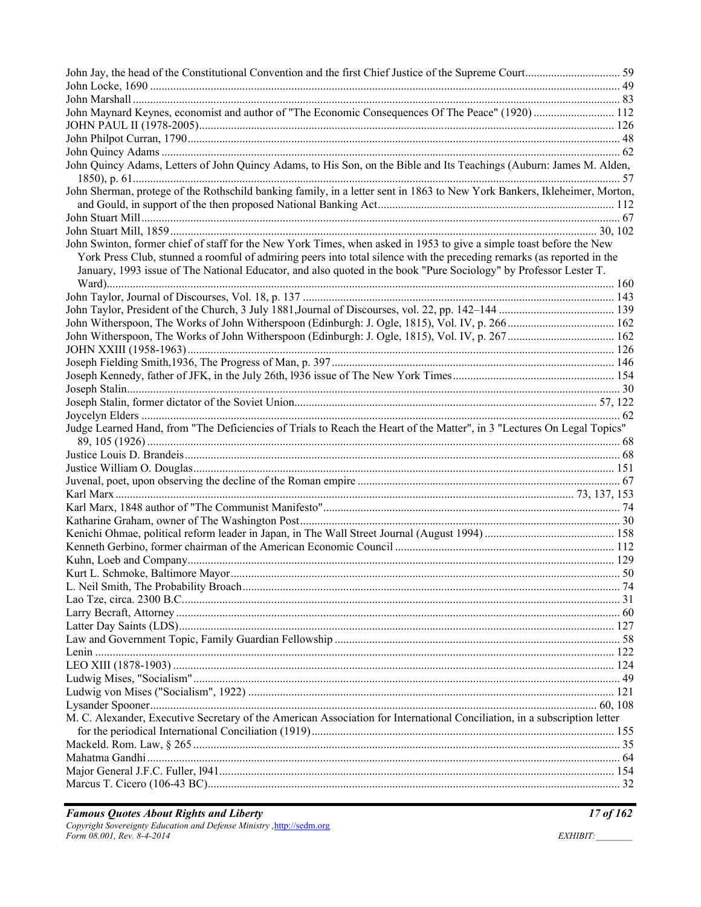John Jay, the head of the Constitutional Convention and the first Chief Justice of the Supreme Court................................ 59
John Locke, 1690 ................................................................................................................................................ 49
John Marshall ...................................................................................................................................................... 83
John Maynard Keynes, economist and author of "The Economic Consequences Of The Peace" (1920) ........................... 112
JOHN PAUL II (1978-2005)............................................................................................................................... 126
John Philpot Curran, 1790.................................................................................................................................... 48
John Quincy Adams ............................................................................................................................................. 62
John Quincy Adams, Letters of John Quincy Adams, to His Son, on the Bible and Its Teachings (Auburn: James M. Alden, 1850), p. 61....................................................................................................................................................... 57
John Sherman, protege of the Rothschild banking family, in a letter sent in 1863 to New York Bankers, Ikleheimer, Morton, and Gould, in support of the then proposed National Banking Act................................................................................. 112
John Stuart Mill .................................................................................................................................................... 67
John Stuart Mill, 1859 .................................................................................................................................. 30, 102
John Swinton, former chief of staff for the New York Times, when asked in 1953 to give a simple toast before the New York Press Club, stunned a roomful of admiring peers into total silence with the preceding remarks (as reported in the January, 1993 issue of The National Educator, and also quoted in the book "Pure Sociology" by Professor Lester T. Ward).............................................................................................................................................................. 160
John Taylor, Journal of Discourses, Vol. 18, p. 137 ........................................................................................... 143
John Taylor, President of the Church, 3 July 1881,Journal of Discourses, vol. 22, pp. 142–144 ........................................ 139
John Witherspoon, The Works of John Witherspoon (Edinburgh: J. Ogle, 1815), Vol. IV, p. 266..................................... 162
John Witherspoon, The Works of John Witherspoon (Edinburgh: J. Ogle, 1815), Vol. IV, p. 267..................................... 162
JOHN XXIII (1958-1963)................................................................................................................................... 126
Joseph Fielding Smith,1936, The Progress of Man, p. 397................................................................................. 146
Joseph Kennedy, father of JFK, in the July 26th, l936 issue of The New York Times........................................................ 154
Joseph Stalin......................................................................................................................................................... 30
Joseph Stalin, former dictator of the Soviet Union........................................................................................ 57, 122
Joycelyn Elders .................................................................................................................................................... 62
Judge Learned Hand, from "The Deficiencies of Trials to Reach the Heart of the Matter", in 3 "Lectures On Legal Topics" 89, 105 (1926) ................................................................................................................................................. 68
Justice Louis D. Brandeis..................................................................................................................................... 68
Justice William O. Douglas................................................................................................................................ 151
Juvenal, poet, upon observing the decline of the Roman empire .......................................................................... 67
Karl Marx ................................................................................................................................................ 73, 137, 153
Karl Marx, 1848 author of "The Communist Manifesto"...................................................................................... 74
Katharine Graham, owner of The Washington Post.............................................................................................. 30
Kenichi Ohmae, political reform leader in Japan, in The Wall Street Journal (August 1994) ............................................ 158
Kenneth Gerbino, former chairman of the American Economic Council ........................................................... 112
Kuhn, Loeb and Company.................................................................................................................................. 129
Kurt L. Schmoke, Baltimore Mayor..................................................................................................................... 50
L. Neil Smith, The Probability Broach................................................................................................................. 74
Lao Tze, circa. 2300 B.C...................................................................................................................................... 31
Larry Becraft, Attorney ........................................................................................................................................ 60
Latter Day Saints (LDS)..................................................................................................................................... 127
Law and Government Topic, Family Guardian Fellowship .................................................................................. 58
Lenin ................................................................................................................................................................. 122
LEO XIII (1878-1903) ....................................................................................................................................... 124
Ludwig Mises, "Socialism".................................................................................................................................. 49
Ludwig von Mises ("Socialism", 1922) ............................................................................................................. 121
Lysander Spooner......................................................................................................................................... 60, 108
M. C. Alexander, Executive Secretary of the American Association for International Conciliation, in a subscription letter for the periodical International Conciliation (1919)....................................................................................... 155
Mackeld. Rom. Law, § 265 .................................................................................................................................. 35
Mahatma Gandhi.................................................................................................................................................. 64
Major General J.F.C. Fuller, l941........................................................................................................................ 154
Marcus T. Cicero (106-43 BC)............................................................................................................................. 32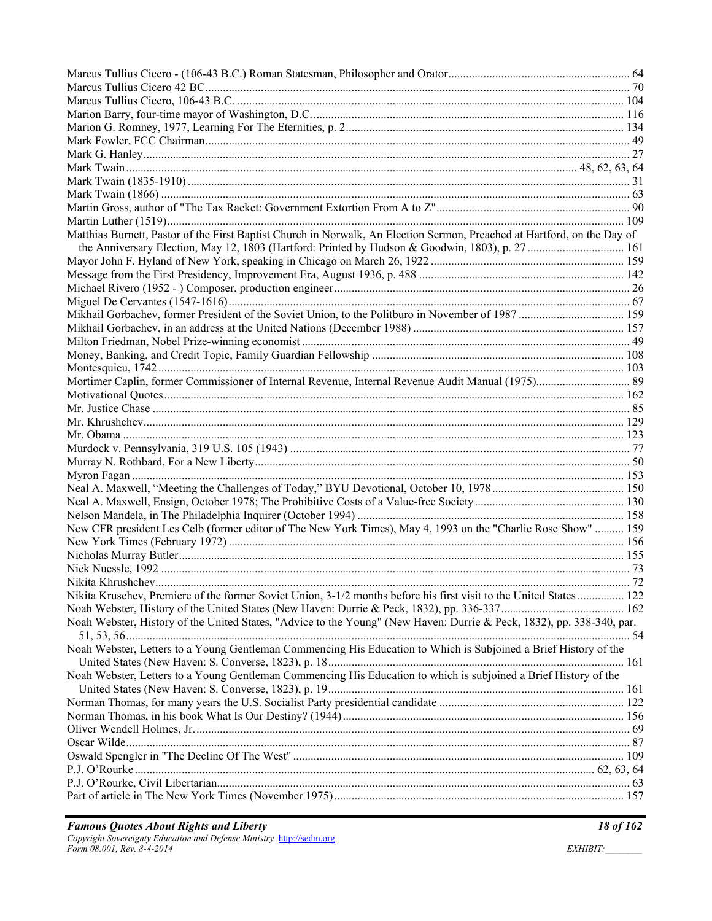Marcus Tullius Cicero - (106-43 B.C.) Roman Statesman, Philosopher and Orator ..... 64
Marcus Tullius Cicero 42 BC ..... 70
Marcus Tullius Cicero, 106-43 B.C. ..... 104
Marion Barry, four-time mayor of Washington, D.C. ..... 116
Marion G. Romney, 1977, Learning For The Eternities, p. 2 ..... 134
Mark Fowler, FCC Chairman ..... 49
Mark G. Hanley ..... 27
Mark Twain ..... 48, 62, 63, 64
Mark Twain (1835-1910) ..... 31
Mark Twain (1866) ..... 63
Martin Gross, author of "The Tax Racket: Government Extortion From A to Z" ..... 90
Martin Luther (1519) ..... 109
Matthias Burnett, Pastor of the First Baptist Church in Norwalk, An Election Sermon, Preached at Hartford, on the Day of the Anniversary Election, May 12, 1803 (Hartford: Printed by Hudson & Goodwin, 1803), p. 27 ..... 161
Mayor John F. Hyland of New York, speaking in Chicago on March 26, 1922 ..... 159
Message from the First Presidency, Improvement Era, August 1936, p. 488 ..... 142
Michael Rivero (1952 - ) Composer, production engineer ..... 26
Miguel De Cervantes (1547-1616) ..... 67
Mikhail Gorbachev, former President of the Soviet Union, to the Politburo in November of 1987 ..... 159
Mikhail Gorbachev, in an address at the United Nations (December 1988) ..... 157
Milton Friedman, Nobel Prize-winning economist ..... 49
Money, Banking, and Credit Topic, Family Guardian Fellowship ..... 108
Montesquieu, 1742 ..... 103
Mortimer Caplin, former Commissioner of Internal Revenue, Internal Revenue Audit Manual (1975) ..... 89
Motivational Quotes ..... 162
Mr. Justice Chase ..... 85
Mr. Khrushchev ..... 129
Mr. Obama ..... 123
Murdock v. Pennsylvania, 319 U.S. 105 (1943) ..... 77
Murray N. Rothbard, For a New Liberty ..... 50
Myron Fagan ..... 153
Neal A. Maxwell, "Meeting the Challenges of Today," BYU Devotional, October 10, 1978 ..... 150
Neal A. Maxwell, Ensign, October 1978; The Prohibitive Costs of a Value-free Society ..... 130
Nelson Mandela, in The Philadelphia Inquirer (October 1994) ..... 158
New CFR president Les Celb (former editor of The New York Times), May 4, 1993 on the "Charlie Rose Show" ..... 159
New York Times (February 1972) ..... 156
Nicholas Murray Butler ..... 155
Nick Nuessle, 1992 ..... 73
Nikita Khrushchev ..... 72
Nikita Kruschev, Premiere of the former Soviet Union, 3-1/2 months before his first visit to the United States ..... 122
Noah Webster, History of the United States (New Haven: Durrie & Peck, 1832), pp. 336-337 ..... 162
Noah Webster, History of the United States, "Advice to the Young" (New Haven: Durrie & Peck, 1832), pp. 338-340, par. 51, 53, 56 ..... 54
Noah Webster, Letters to a Young Gentleman Commencing His Education to Which is Subjoined a Brief History of the United States (New Haven: S. Converse, 1823), p. 18 ..... 161
Noah Webster, Letters to a Young Gentleman Commencing His Education to which is subjoined a Brief History of the United States (New Haven: S. Converse, 1823), p. 19 ..... 161
Norman Thomas, for many years the U.S. Socialist Party presidential candidate ..... 122
Norman Thomas, in his book What Is Our Destiny? (1944) ..... 156
Oliver Wendell Holmes, Jr. ..... 69
Oscar Wilde ..... 87
Oswald Spengler in "The Decline Of The West" ..... 109
P.J. O'Rourke ..... 62, 63, 64
P.J. O'Rourke, Civil Libertarian ..... 63
Part of article in The New York Times (November 1975) ..... 157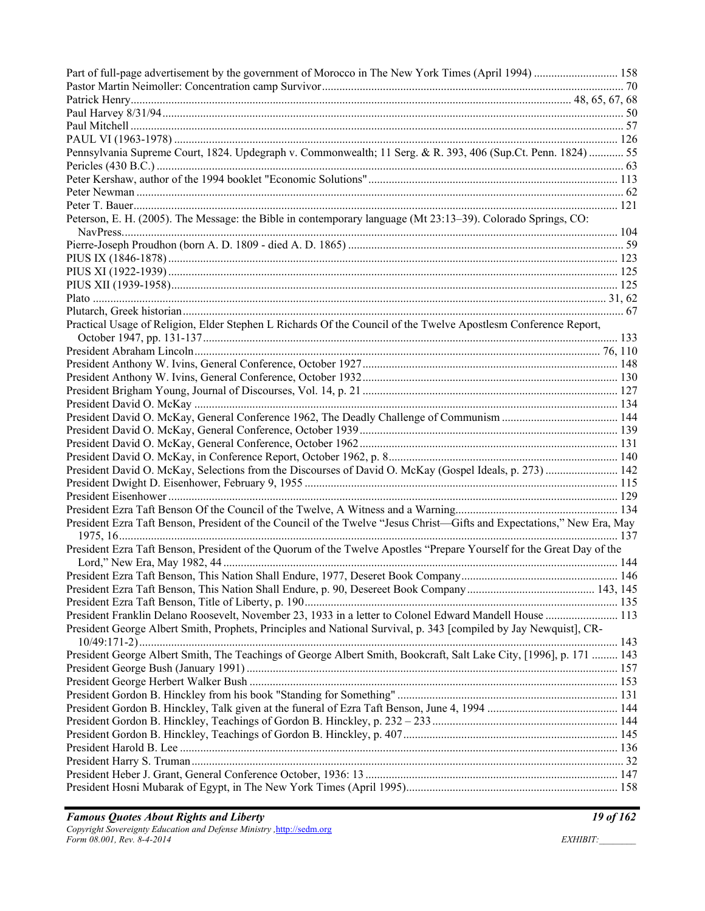Part of full-page advertisement by the government of Morocco in The New York Times (April 1994) ............................. 158
Pastor Martin Neimoller: Concentration camp Survivor........................................................................................... 70
Patrick Henry.................................................................................................................................... 48, 65, 67, 68
Paul Harvey 8/31/94............................................................................................................................................. 50
Paul Mitchell ........................................................................................................................................................ 57
PAUL VI (1963-1978) ........................................................................................................................................ 126
Pennsylvania Supreme Court, 1824. Updegraph v. Commonwealth; 11 Serg. & R. 393, 406 (Sup.Ct. Penn. 1824) ............ 55
Pericles (430 B.C.) ............................................................................................................................................... 63
Peter Kershaw, author of the 1994 booklet "Economic Solutions"...................................................................... 113
Peter Newman ...................................................................................................................................................... 62
Peter T. Bauer..................................................................................................................................................... 121
Peterson, E. H. (2005). The Message: the Bible in contemporary language (Mt 23:13–39). Colorado Springs, CO: NavPress.......................................................................................................................................................... 104
Pierre-Joseph Proudhon (born A. D. 1809 - died A. D. 1865) .............................................................................. 59
PIUS IX (1846-1878) .......................................................................................................................................... 123
PIUS XI (1922-1939) .......................................................................................................................................... 125
PIUS XII (1939-1958)......................................................................................................................................... 125
Plato ............................................................................................................................................................... 31, 62
Plutarch, Greek historian...................................................................................................................................... 67
Practical Usage of Religion, Elder Stephen L Richards Of the Council of the Twelve Apostlesm Conference Report, October 1947, pp. 131-137............................................................................................................................. 133
President Abraham Lincoln........................................................................................................................... 76, 110
President Anthony W. Ivins, General Conference, October 1927....................................................................... 148
President Anthony W. Ivins, General Conference, October 1932....................................................................... 130
President Brigham Young, Journal of Discourses, Vol. 14, p. 21 ....................................................................... 127
President David O. McKay ................................................................................................................................ 134
President David O. McKay, General Conference 1962, The Deadly Challenge of Communism ........................................ 144
President David O. McKay, General Conference, October 1939........................................................................ 139
President David O. McKay, General Conference, October 1962........................................................................ 131
President David O. McKay, in Conference Report, October 1962, p. 8.............................................................. 140
President David O. McKay, Selections from the Discourses of David O. McKay (Gospel Ideals, p. 273) ......................... 142
President Dwight D. Eisenhower, February 9, 1955 ........................................................................................... 115
President Eisenhower .......................................................................................................................................... 129
President Ezra Taft Benson Of the Council of the Twelve, A Witness and a Warning........................................ 134
President Ezra Taft Benson, President of the Council of the Twelve "Jesus Christ—Gifts and Expectations," New Era, May 1975, 16.......................................................................................................................................................... 137
President Ezra Taft Benson, President of the Quorum of the Twelve Apostles "Prepare Yourself for the Great Day of the Lord," New Era, May 1982, 44 ...................................................................................................................... 144
President Ezra Taft Benson, This Nation Shall Endure, 1977, Deseret Book Company...................................... 146
President Ezra Taft Benson, This Nation Shall Endure, p. 90, Desereet Book Company ............................................ 143, 145
President Ezra Taft Benson, Title of Liberty, p. 190........................................................................................... 135
President Franklin Delano Roosevelt, November 23, 1933 in a letter to Colonel Edward Mandell House ......................... 113
President George Albert Smith, Prophets, Principles and National Survival, p. 343 [compiled by Jay Newquist], CR-10/49:171-2).................................................................................................................................................... 143
President George Albert Smith, The Teachings of George Albert Smith, Bookcraft, Salt Lake City, [1996], p. 171 ......... 143
President George Bush (January 1991) .............................................................................................................. 157
President George Herbert Walker Bush ............................................................................................................. 153
President Gordon B. Hinckley from his book "Standing for Something" ........................................................... 131
President Gordon B. Hinckley, Talk given at the funeral of Ezra Taft Benson, June 4, 1994 ............................................ 144
President Gordon B. Hinckley, Teachings of Gordon B. Hinckley, p. 232 – 233 ................................................ 144
President Gordon B. Hinckley, Teachings of Gordon B. Hinckley, p. 407.......................................................... 145
President Harold B. Lee ...................................................................................................................................... 136
President Harry S. Truman ................................................................................................................................... 32
President Heber J. Grant, General Conference October, 1936: 13 ...................................................................... 147
President Hosni Mubarak of Egypt, in The New York Times (April 1995)......................................................... 158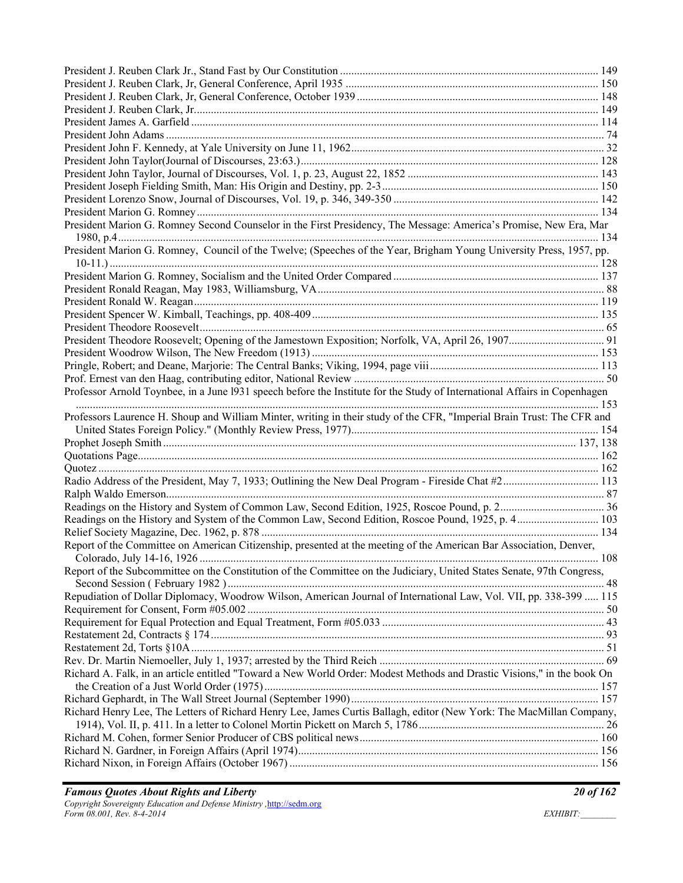President J. Reuben Clark Jr., Stand Fast by Our Constitution ................................................................................ 149
President J. Reuben Clark, Jr, General Conference, April 1935 ................................................................................ 150
President J. Reuben Clark, Jr, General Conference, October 1939 ................................................................................ 148
President J. Reuben Clark, Jr. ................................................................................ 149
President James A. Garfield ................................................................................ 114
President John Adams ................................................................................ 74
President John F. Kennedy, at Yale University on June 11, 1962 ................................................................................ 32
President John Taylor(Journal of Discourses, 23:63.) ................................................................................ 128
President John Taylor, Journal of Discourses, Vol. 1, p. 23, August 22, 1852 ................................................................................ 143
President Joseph Fielding Smith, Man: His Origin and Destiny, pp. 2-3 ................................................................................ 150
President Lorenzo Snow, Journal of Discourses, Vol. 19, p. 346, 349-350 ................................................................................ 142
President Marion G. Romney ................................................................................ 134
President Marion G. Romney Second Counselor in the First Presidency, The Message: America's Promise, New Era, Mar 1980, p.4 ................................................................................ 134
President Marion G. Romney, Council of the Twelve; (Speeches of the Year, Brigham Young University Press, 1957, pp. 10-11.) ................................................................................ 128
President Marion G. Romney, Socialism and the United Order Compared ................................................................................ 137
President Ronald Reagan, May 1983, Williamsburg, VA ................................................................................ 88
President Ronald W. Reagan ................................................................................ 119
President Spencer W. Kimball, Teachings, pp. 408-409 ................................................................................ 135
President Theodore Roosevelt ................................................................................ 65
President Theodore Roosevelt; Opening of the Jamestown Exposition; Norfolk, VA, April 26, 1907 ................................................................................ 91
President Woodrow Wilson, The New Freedom (1913) ................................................................................ 153
Pringle, Robert; and Deane, Marjorie: The Central Banks; Viking, 1994, page viii ................................................................................ 113
Prof. Ernest van den Haag, contributing editor, National Review ................................................................................ 50
Professor Arnold Toynbee, in a June l931 speech before the Institute for the Study of International Affairs in Copenhagen ................................................................................ 153
Professors Laurence H. Shoup and William Minter, writing in their study of the CFR, "Imperial Brain Trust: The CFR and United States Foreign Policy." (Monthly Review Press, 1977) ................................................................................ 154
Prophet Joseph Smith ................................................................................ 137, 138
Quotations Page ................................................................................ 162
Quotez ................................................................................ 162
Radio Address of the President, May 7, 1933; Outlining the New Deal Program - Fireside Chat #2 ................................................................................ 113
Ralph Waldo Emerson ................................................................................ 87
Readings on the History and System of Common Law, Second Edition, 1925, Roscoe Pound, p. 2 ................................................................................ 36
Readings on the History and System of the Common Law, Second Edition, Roscoe Pound, 1925, p. 4 ................................................................................ 103
Relief Society Magazine, Dec. 1962, p. 878 ................................................................................ 134
Report of the Committee on American Citizenship, presented at the meeting of the American Bar Association, Denver, Colorado, July 14-16, 1926 ................................................................................ 108
Report of the Subcommittee on the Constitution of the Committee on the Judiciary, United States Senate, 97th Congress, Second Session ( February 1982 ) ................................................................................ 48
Repudiation of Dollar Diplomacy, Woodrow Wilson, American Journal of International Law, Vol. VII, pp. 338-399 ..... 115
Requirement for Consent, Form #05.002 ................................................................................ 50
Requirement for Equal Protection and Equal Treatment, Form #05.033 ................................................................................ 43
Restatement 2d, Contracts § 174 ................................................................................ 93
Restatement 2d, Torts §10A ................................................................................ 51
Rev. Dr. Martin Niemoeller, July 1, 1937; arrested by the Third Reich ................................................................................ 69
Richard A. Falk, in an article entitled "Toward a New World Order: Modest Methods and Drastic Visions," in the book On the Creation of a Just World Order (1975) ................................................................................ 157
Richard Gephardt, in The Wall Street Journal (September 1990) ................................................................................ 157
Richard Henry Lee, The Letters of Richard Henry Lee, James Curtis Ballagh, editor (New York: The MacMillan Company, 1914), Vol. II, p. 411. In a letter to Colonel Mortin Pickett on March 5, 1786 ................................................................................ 26
Richard M. Cohen, former Senior Producer of CBS political news ................................................................................ 160
Richard N. Gardner, in Foreign Affairs (April 1974) ................................................................................ 156
Richard Nixon, in Foreign Affairs (October 1967) ................................................................................ 156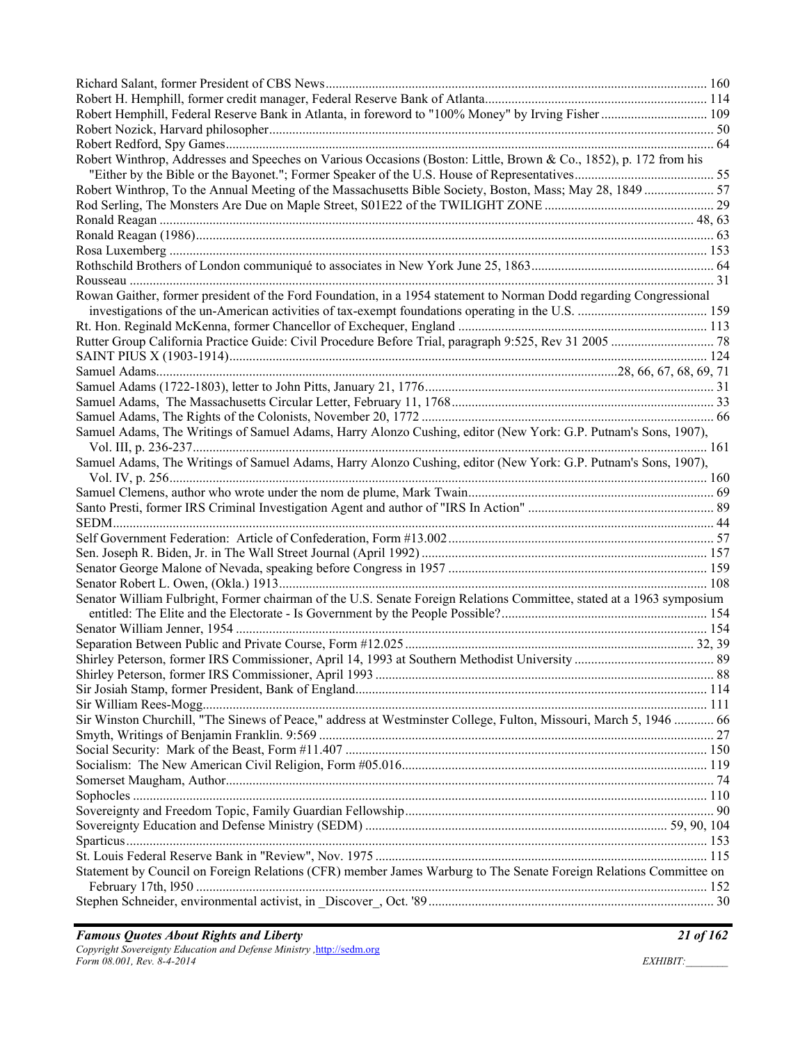Richard Salant, former President of CBS News ........ 160
Robert H. Hemphill, former credit manager, Federal Reserve Bank of Atlanta ........ 114
Robert Hemphill, Federal Reserve Bank in Atlanta, in foreword to "100% Money" by Irving Fisher ........ 109
Robert Nozick, Harvard philosopher ........ 50
Robert Redford, Spy Games ........ 64
Robert Winthrop, Addresses and Speeches on Various Occasions (Boston: Little, Brown & Co., 1852), p. 172 from his "Either by the Bible or the Bayonet."; Former Speaker of the U.S. House of Representatives ........ 55
Robert Winthrop, To the Annual Meeting of the Massachusetts Bible Society, Boston, Mass; May 28, 1849 ........ 57
Rod Serling, The Monsters Are Due on Maple Street, S01E22 of the TWILIGHT ZONE ........ 29
Ronald Reagan ........ 48, 63
Ronald Reagan (1986) ........ 63
Rosa Luxemberg ........ 153
Rothschild Brothers of London communiqué to associates in New York June 25, 1863 ........ 64
Rousseau ........ 31
Rowan Gaither, former president of the Ford Foundation, in a 1954 statement to Norman Dodd regarding Congressional investigations of the un-American activities of tax-exempt foundations operating in the U.S. ........ 159
Rt. Hon. Reginald McKenna, former Chancellor of Exchequer, England ........ 113
Rutter Group California Practice Guide: Civil Procedure Before Trial, paragraph 9:525, Rev 31 2005 ........ 78
SAINT PIUS X (1903-1914) ........ 124
Samuel Adams ........ 28, 66, 67, 68, 69, 71
Samuel Adams (1722-1803), letter to John Pitts, January 21, 1776 ........ 31
Samuel Adams, The Massachusetts Circular Letter, February 11, 1768 ........ 33
Samuel Adams, The Rights of the Colonists, November 20, 1772 ........ 66
Samuel Adams, The Writings of Samuel Adams, Harry Alonzo Cushing, editor (New York: G.P. Putnam's Sons, 1907), Vol. III, p. 236-237 ........ 161
Samuel Adams, The Writings of Samuel Adams, Harry Alonzo Cushing, editor (New York: G.P. Putnam's Sons, 1907), Vol. IV, p. 256 ........ 160
Samuel Clemens, author who wrote under the nom de plume, Mark Twain ........ 69
Santo Presti, former IRS Criminal Investigation Agent and author of "IRS In Action" ........ 89
SEDM ........ 44
Self Government Federation: Article of Confederation, Form #13.002 ........ 57
Sen. Joseph R. Biden, Jr. in The Wall Street Journal (April 1992) ........ 157
Senator George Malone of Nevada, speaking before Congress in 1957 ........ 159
Senator Robert L. Owen, (Okla.) 1913 ........ 108
Senator William Fulbright, Former chairman of the U.S. Senate Foreign Relations Committee, stated at a 1963 symposium entitled: The Elite and the Electorate - Is Government by the People Possible? ........ 154
Senator William Jenner, 1954 ........ 154
Separation Between Public and Private Course, Form #12.025 ........ 32, 39
Shirley Peterson, former IRS Commissioner, April 14, 1993 at Southern Methodist University ........ 89
Shirley Peterson, former IRS Commissioner, April 1993 ........ 88
Sir Josiah Stamp, former President, Bank of England ........ 114
Sir William Rees-Mogg ........ 111
Sir Winston Churchill, "The Sinews of Peace," address at Westminster College, Fulton, Missouri, March 5, 1946 ........ 66
Smyth, Writings of Benjamin Franklin. 9:569 ........ 27
Social Security: Mark of the Beast, Form #11.407 ........ 150
Socialism: The New American Civil Religion, Form #05.016 ........ 119
Somerset Maugham, Author ........ 74
Sophocles ........ 110
Sovereignty and Freedom Topic, Family Guardian Fellowship ........ 90
Sovereignty Education and Defense Ministry (SEDM) ........ 59, 90, 104
Sparticus ........ 153
St. Louis Federal Reserve Bank in "Review", Nov. 1975 ........ 115
Statement by Council on Foreign Relations (CFR) member James Warburg to The Senate Foreign Relations Committee on February 17th, l950 ........ 152
Stephen Schneider, environmental activist, in _Discover_, Oct. '89 ........ 30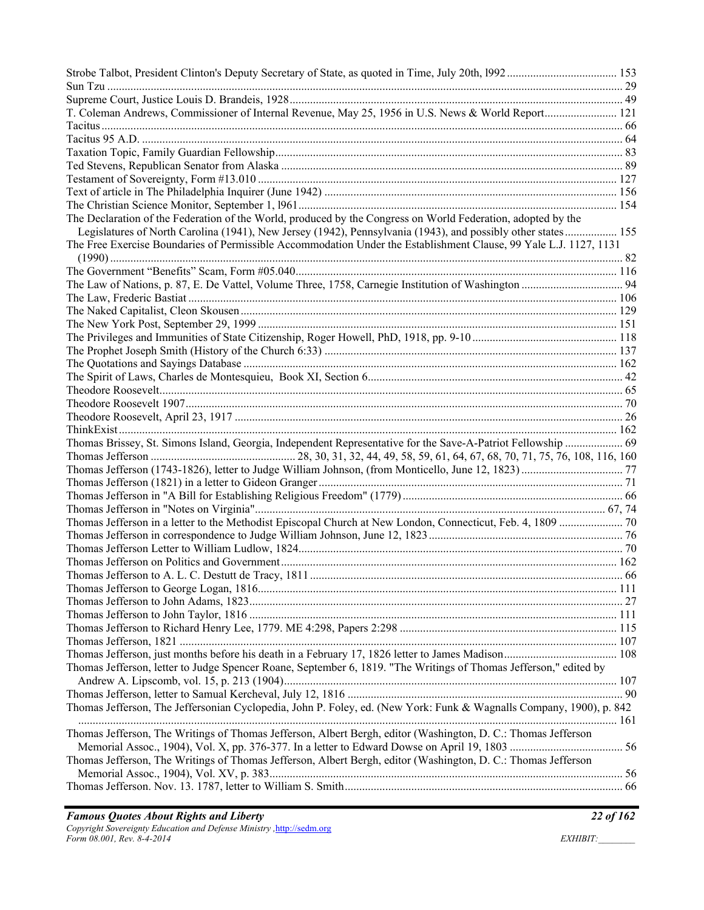Strobe Talbot, President Clinton's Deputy Secretary of State, as quoted in Time, July 20th, l992 ........ 153
Sun Tzu ........ 29
Supreme Court, Justice Louis D. Brandeis, 1928 ........ 49
T. Coleman Andrews, Commissioner of Internal Revenue, May 25, 1956 in U.S. News & World Report ........ 121
Tacitus ........ 66
Tacitus 95 A.D. ........ 64
Taxation Topic, Family Guardian Fellowship ........ 83
Ted Stevens, Republican Senator from Alaska ........ 89
Testament of Sovereignty, Form #13.010 ........ 127
Text of article in The Philadelphia Inquirer (June 1942) ........ 156
The Christian Science Monitor, September 1, l961 ........ 154
The Declaration of the Federation of the World, produced by the Congress on World Federation, adopted by the Legislatures of North Carolina (1941), New Jersey (1942), Pennsylvania (1943), and possibly other states ........ 155
The Free Exercise Boundaries of Permissible Accommodation Under the Establishment Clause, 99 Yale L.J. 1127, 1131 (1990) ........ 82
The Government "Benefits" Scam, Form #05.040 ........ 116
The Law of Nations, p. 87, E. De Vattel, Volume Three, 1758, Carnegie Institution of Washington ........ 94
The Law, Frederic Bastiat ........ 106
The Naked Capitalist, Cleon Skousen ........ 129
The New York Post, September 29, 1999 ........ 151
The Privileges and Immunities of State Citizenship, Roger Howell, PhD, 1918, pp. 9-10 ........ 118
The Prophet Joseph Smith (History of the Church 6:33) ........ 137
The Quotations and Sayings Database ........ 162
The Spirit of Laws, Charles de Montesquieu, Book XI, Section 6 ........ 42
Theodore Roosevelt ........ 65
Theodore Roosevelt 1907 ........ 70
Theodore Roosevelt, April 23, 1917 ........ 26
ThinkExist ........ 162
Thomas Brissey, St. Simons Island, Georgia, Independent Representative for the Save-A-Patriot Fellowship ........ 69
Thomas Jefferson ........ 28, 30, 31, 32, 44, 49, 58, 59, 61, 64, 67, 68, 70, 71, 75, 76, 108, 116, 160
Thomas Jefferson (1743-1826), letter to Judge William Johnson, (from Monticello, June 12, 1823) ........ 77
Thomas Jefferson (1821) in a letter to Gideon Granger ........ 71
Thomas Jefferson in "A Bill for Establishing Religious Freedom" (1779) ........ 66
Thomas Jefferson in "Notes on Virginia" ........ 67, 74
Thomas Jefferson in a letter to the Methodist Episcopal Church at New London, Connecticut, Feb. 4, 1809 ........ 70
Thomas Jefferson in correspondence to Judge William Johnson, June 12, 1823 ........ 76
Thomas Jefferson Letter to William Ludlow, 1824 ........ 70
Thomas Jefferson on Politics and Government ........ 162
Thomas Jefferson to A. L. C. Destutt de Tracy, 1811 ........ 66
Thomas Jefferson to George Logan, 1816 ........ 111
Thomas Jefferson to John Adams, 1823 ........ 27
Thomas Jefferson to John Taylor, 1816 ........ 111
Thomas Jefferson to Richard Henry Lee, 1779. ME 4:298, Papers 2:298 ........ 115
Thomas Jefferson, 1821 ........ 107
Thomas Jefferson, just months before his death in a February 17, 1826 letter to James Madison ........ 108
Thomas Jefferson, letter to Judge Spencer Roane, September 6, 1819. "The Writings of Thomas Jefferson," edited by Andrew A. Lipscomb, vol. 15, p. 213 (1904) ........ 107
Thomas Jefferson, letter to Samual Kercheval, July 12, 1816 ........ 90
Thomas Jefferson, The Jeffersonian Cyclopedia, John P. Foley, ed. (New York: Funk & Wagnalls Company, 1900), p. 842 ........ 161
Thomas Jefferson, The Writings of Thomas Jefferson, Albert Bergh, editor (Washington, D. C.: Thomas Jefferson Memorial Assoc., 1904), Vol. X, pp. 376-377. In a letter to Edward Dowse on April 19, 1803 ........ 56
Thomas Jefferson, The Writings of Thomas Jefferson, Albert Bergh, editor (Washington, D. C.: Thomas Jefferson Memorial Assoc., 1904), Vol. XV, p. 383 ........ 56
Thomas Jefferson. Nov. 13. 1787, letter to William S. Smith ........ 66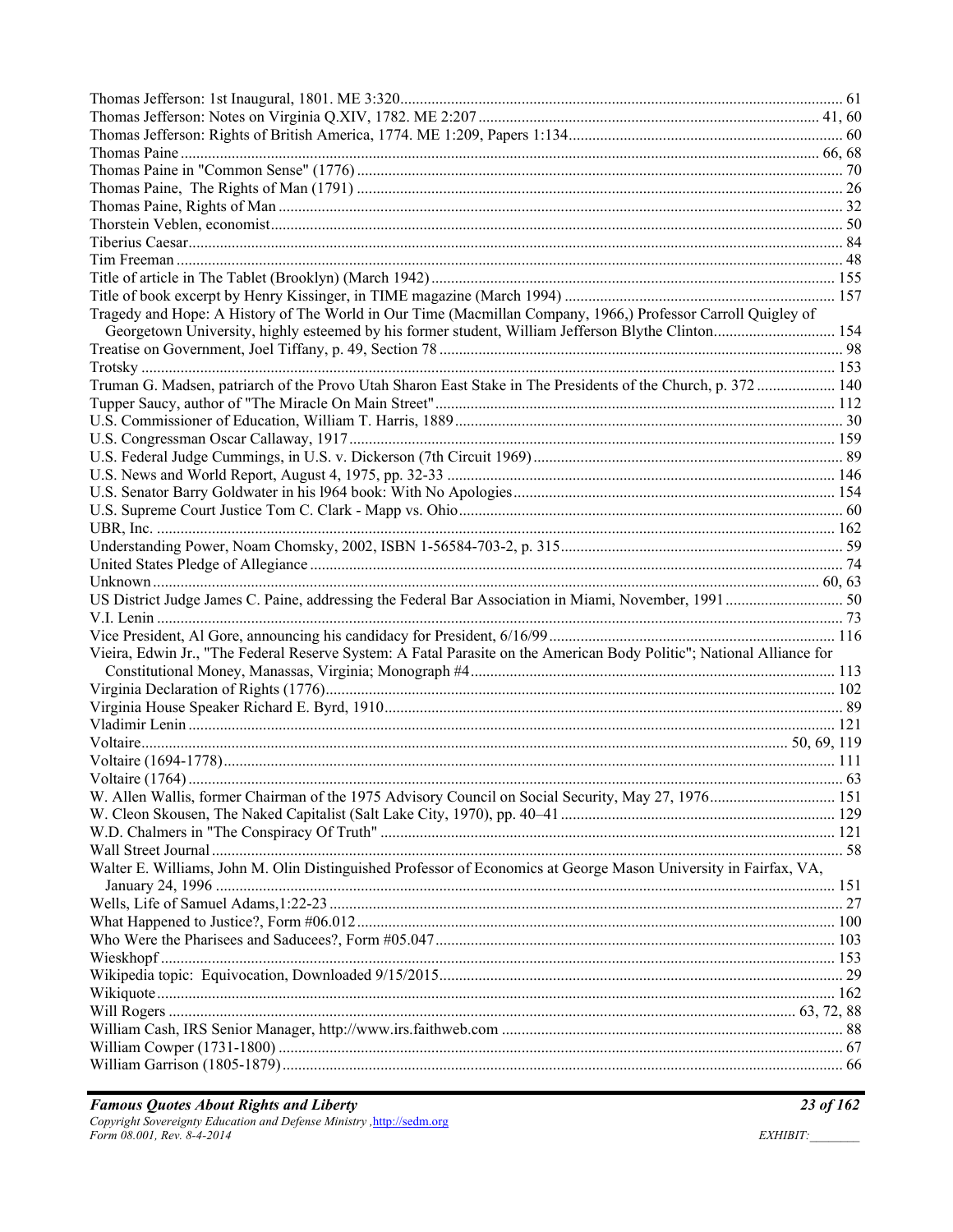Thomas Jefferson: 1st Inaugural, 1801. ME 3:320 ........ 61
Thomas Jefferson: Notes on Virginia Q.XIV, 1782. ME 2:207 ........ 41, 60
Thomas Jefferson: Rights of British America, 1774. ME 1:209, Papers 1:134 ........ 60
Thomas Paine ........ 66, 68
Thomas Paine in "Common Sense" (1776) ........ 70
Thomas Paine, The Rights of Man (1791) ........ 26
Thomas Paine, Rights of Man ........ 32
Thorstein Veblen, economist ........ 50
Tiberius Caesar ........ 84
Tim Freeman ........ 48
Title of article in The Tablet (Brooklyn) (March 1942) ........ 155
Title of book excerpt by Henry Kissinger, in TIME magazine (March 1994) ........ 157
Tragedy and Hope: A History of The World in Our Time (Macmillan Company, 1966,) Professor Carroll Quigley of Georgetown University, highly esteemed by his former student, William Jefferson Blythe Clinton ........ 154
Treatise on Government, Joel Tiffany, p. 49, Section 78 ........ 98
Trotsky ........ 153
Truman G. Madsen, patriarch of the Provo Utah Sharon East Stake in The Presidents of the Church, p. 372 ........ 140
Tupper Saucy, author of "The Miracle On Main Street" ........ 112
U.S. Commissioner of Education, William T. Harris, 1889 ........ 30
U.S. Congressman Oscar Callaway, 1917 ........ 159
U.S. Federal Judge Cummings, in U.S. v. Dickerson (7th Circuit 1969) ........ 89
U.S. News and World Report, August 4, 1975, pp. 32-33 ........ 146
U.S. Senator Barry Goldwater in his l964 book: With No Apologies ........ 154
U.S. Supreme Court Justice Tom C. Clark - Mapp vs. Ohio ........ 60
UBR, Inc. ........ 162
Understanding Power, Noam Chomsky, 2002, ISBN 1-56584-703-2, p. 315 ........ 59
United States Pledge of Allegiance ........ 74
Unknown ........ 60, 63
US District Judge James C. Paine, addressing the Federal Bar Association in Miami, November, 1991 ........ 50
V.I. Lenin ........ 73
Vice President, Al Gore, announcing his candidacy for President, 6/16/99 ........ 116
Vieira, Edwin Jr., "The Federal Reserve System: A Fatal Parasite on the American Body Politic"; National Alliance for Constitutional Money, Manassas, Virginia; Monograph #4 ........ 113
Virginia Declaration of Rights (1776) ........ 102
Virginia House Speaker Richard E. Byrd, 1910 ........ 89
Vladimir Lenin ........ 121
Voltaire ........ 50, 69, 119
Voltaire (1694-1778) ........ 111
Voltaire (1764) ........ 63
W. Allen Wallis, former Chairman of the 1975 Advisory Council on Social Security, May 27, 1976 ........ 151
W. Cleon Skousen, The Naked Capitalist (Salt Lake City, 1970), pp. 40–41 ........ 129
W.D. Chalmers in "The Conspiracy Of Truth" ........ 121
Wall Street Journal ........ 58
Walter E. Williams, John M. Olin Distinguished Professor of Economics at George Mason University in Fairfax, VA, January 24, 1996 ........ 151
Wells, Life of Samuel Adams,1:22-23 ........ 27
What Happened to Justice?, Form #06.012 ........ 100
Who Were the Pharisees and Saducees?, Form #05.047 ........ 103
Wieskhopf ........ 153
Wikipedia topic: Equivocation, Downloaded 9/15/2015 ........ 29
Wikiquote ........ 162
Will Rogers ........ 63, 72, 88
William Cash, IRS Senior Manager, http://www.irs.faithweb.com ........ 88
William Cowper (1731-1800) ........ 67
William Garrison (1805-1879) ........ 66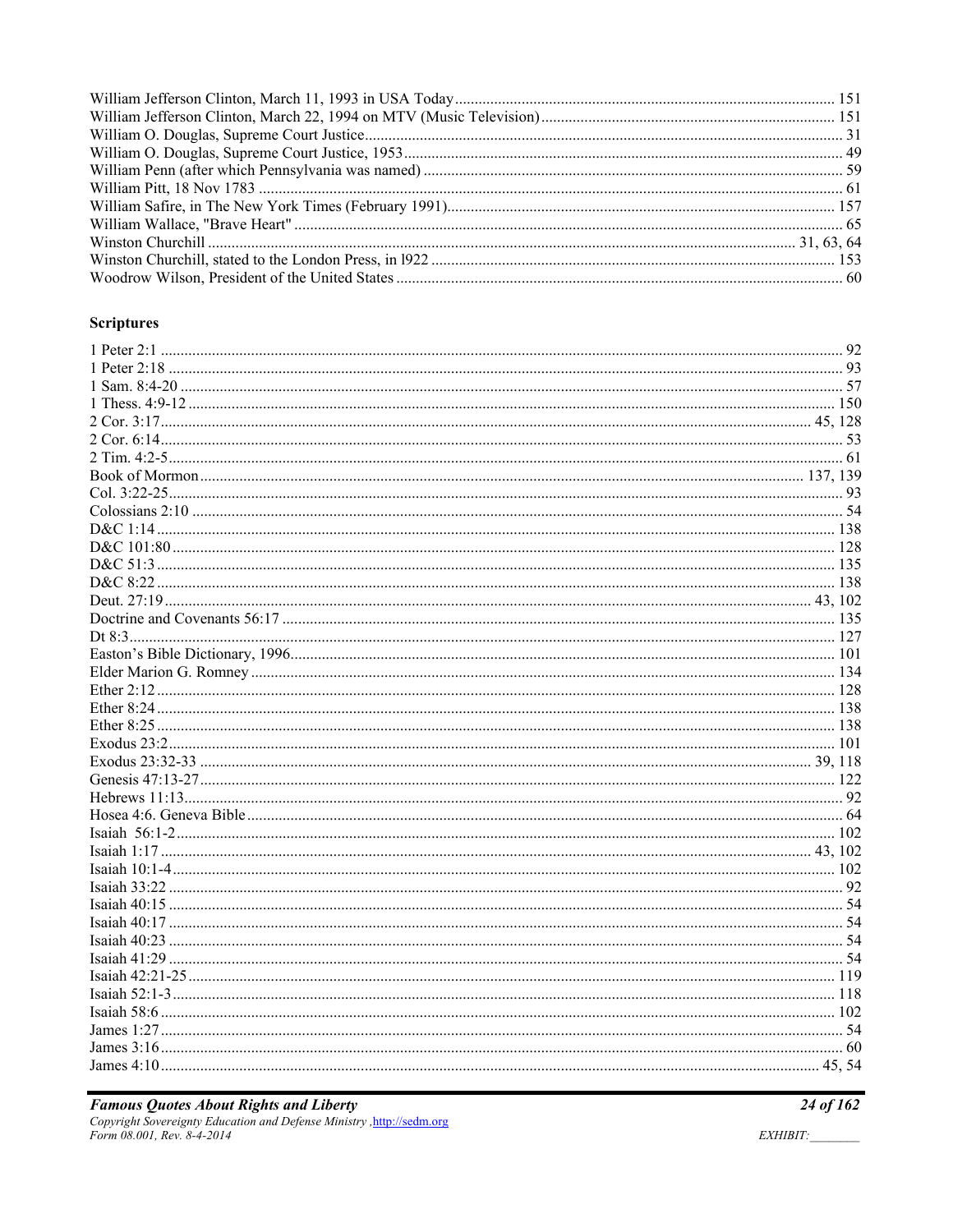William Jefferson Clinton, March 11, 1993 in USA Today ................................................................................................ 151
William Jefferson Clinton, March 22, 1994 on MTV (Music Television) .......................................................................... 151
William O. Douglas, Supreme Court Justice ........................................................................................................................ 31
William O. Douglas, Supreme Court Justice, 1953 .............................................................................................................. 49
William Penn (after which Pennsylvania was named) ......................................................................................................... 59
William Pitt, 18 Nov 1783 .................................................................................................................................................... 61
William Safire, in The New York Times (February 1991) ................................................................................................. 157
William Wallace, "Brave Heart" ........................................................................................................................................... 65
Winston Churchill ........................................................................................................................................................ 31, 63, 64
Winston Churchill, stated to the London Press, in l922 ...................................................................................................... 153
Woodrow Wilson, President of the United States ................................................................................................................ 60

### Scriptures

1 Peter 2:1 ............................................................................................................................................................................ 92
1 Peter 2:18 .......................................................................................................................................................................... 93
1 Sam. 8:4-20 ....................................................................................................................................................................... 57
1 Thess. 4:9-12 ................................................................................................................................................................... 150
2 Cor. 3:17 .................................................................................................................................................................. 45, 128
2 Cor. 6:14 ........................................................................................................................................................................... 53
2 Tim. 4:2-5 .......................................................................................................................................................................... 61
Book of Mormon ...................................................................................................................................................... 137, 139
Col. 3:22-25 ......................................................................................................................................................................... 93
Colossians 2:10 ................................................................................................................................................................... 54
D&C 1:14 ........................................................................................................................................................................... 138
D&C 101:80 ....................................................................................................................................................................... 128
D&C 51:3 ........................................................................................................................................................................... 135
D&C 8:22 ........................................................................................................................................................................... 138
Deut. 27:19 .................................................................................................................................................................. 43, 102
Doctrine and Covenants 56:17 .......................................................................................................................................... 135
Dt 8:3 ................................................................................................................................................................................. 127
Easton's Bible Dictionary, 1996 ........................................................................................................................................ 101
Elder Marion G. Romney .................................................................................................................................................. 134
Ether 2:12 .......................................................................................................................................................................... 128
Ether 8:24 .......................................................................................................................................................................... 138
Ether 8:25 .......................................................................................................................................................................... 138
Exodus 23:2 ....................................................................................................................................................................... 101
Exodus 23:32-33 .......................................................................................................................................................... 39, 118
Genesis 47:13-27 ............................................................................................................................................................... 122
Hebrews 11:13 ..................................................................................................................................................................... 92
Hosea 4:6. Geneva Bible ..................................................................................................................................................... 64
Isaiah 56:1-2 ...................................................................................................................................................................... 102
Isaiah 1:17 .................................................................................................................................................................. 43, 102
Isaiah 10:1-4 ...................................................................................................................................................................... 102
Isaiah 33:22 ......................................................................................................................................................................... 92
Isaiah 40:15 ......................................................................................................................................................................... 54
Isaiah 40:17 ......................................................................................................................................................................... 54
Isaiah 40:23 ......................................................................................................................................................................... 54
Isaiah 41:29 ......................................................................................................................................................................... 54
Isaiah 42:21-25 .................................................................................................................................................................. 119
Isaiah 52:1-3 ...................................................................................................................................................................... 118
Isaiah 58:6 ......................................................................................................................................................................... 102
James 1:27 ........................................................................................................................................................................... 54
James 3:16 ........................................................................................................................................................................... 60
James 4:10 ..................................................................................................................................................................... 45, 54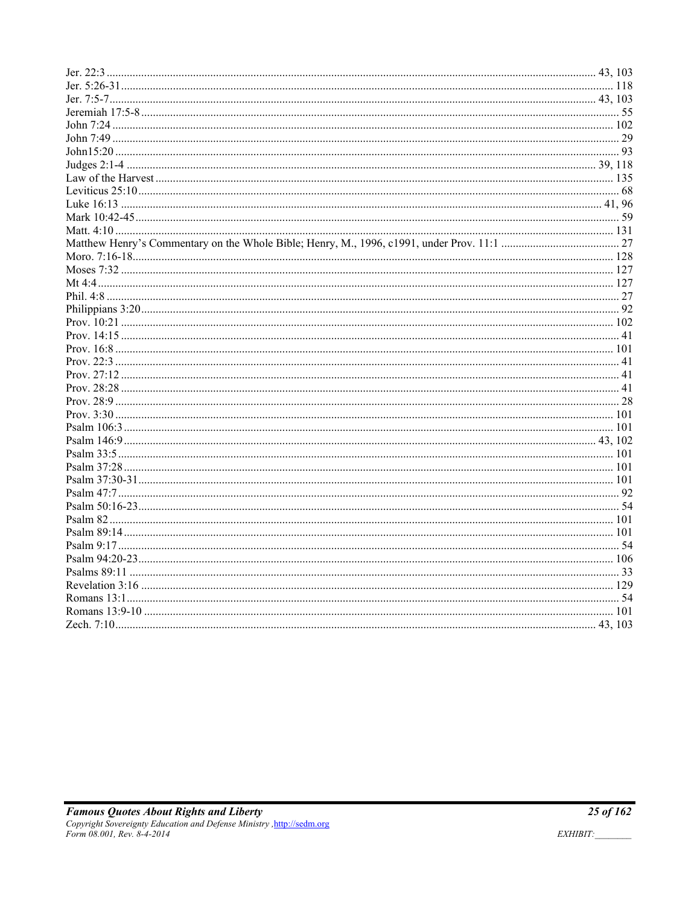Jer. 22:3 ........................................................................................................................................................ 43, 103
Jer. 5:26-31 ....................................................................................................................................................... 118
Jer. 7:5-7 ........................................................................................................................................................ 43, 103
Jeremiah 17:5-8 ................................................................................................................................................... 55
John 7:24 .......................................................................................................................................................... 102
John 7:49 ............................................................................................................................................................ 29
John15:20 ........................................................................................................................................................... 93
Judges 2:1-4 ................................................................................................................................................. 39, 118
Law of the Harvest ............................................................................................................................................ 135
Leviticus 25:10 .................................................................................................................................................... 68
Luke 16:13 .................................................................................................................................................... 41, 96
Mark 10:42-45 ..................................................................................................................................................... 59
Matt. 4:10 .......................................................................................................................................................... 131
Matthew Henry's Commentary on the Whole Bible; Henry, M., 1996, c1991, under Prov. 11:1 ......................................... 27
Moro. 7:16-18 .................................................................................................................................................... 128
Moses 7:32 ........................................................................................................................................................ 127
Mt 4:4 ................................................................................................................................................................ 127
Phil. 4:8 ............................................................................................................................................................... 27
Philippians 3:20 ................................................................................................................................................... 92
Prov. 10:21 ........................................................................................................................................................ 102
Prov. 14:15 .......................................................................................................................................................... 41
Prov. 16:8 .......................................................................................................................................................... 101
Prov. 22:3 ............................................................................................................................................................ 41
Prov. 27:12 .......................................................................................................................................................... 41
Prov. 28:28 .......................................................................................................................................................... 41
Prov. 28:9 ............................................................................................................................................................ 28
Prov. 3:30 .......................................................................................................................................................... 101
Psalm 106:3 ....................................................................................................................................................... 101
Psalm 146:9 ................................................................................................................................................. 43, 102
Psalm 33:5 ......................................................................................................................................................... 101
Psalm 37:28 ....................................................................................................................................................... 101
Psalm 37:30-31 .................................................................................................................................................. 101
Psalm 47:7 ........................................................................................................................................................... 92
Psalm 50:16-23 .................................................................................................................................................... 54
Psalm 82 ........................................................................................................................................................... 101
Psalm 89:14 ....................................................................................................................................................... 101
Psalm 9:17 ........................................................................................................................................................... 54
Psalm 94:20-23 .................................................................................................................................................. 106
Psalms 89:11 ....................................................................................................................................................... 33
Revelation 3:16 .................................................................................................................................................. 129
Romans 13:1 ........................................................................................................................................................ 54
Romans 13:9-10 ................................................................................................................................................. 101
Zech. 7:10 ..................................................................................................................................................... 43, 103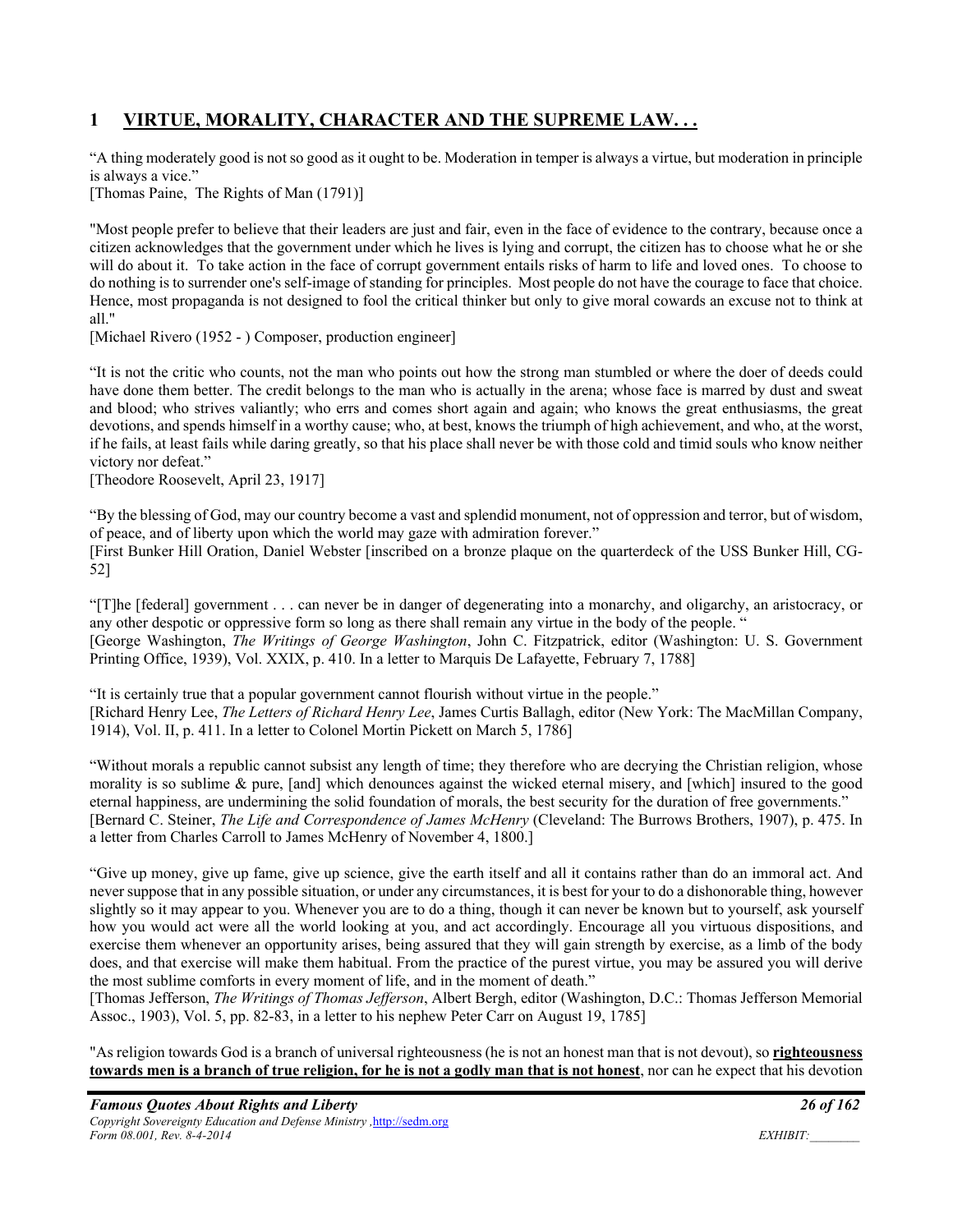## 1 <u>VIRTUE, MORALITY, CHARACTER AND THE SUPREME LAW. . .</u>

"A thing moderately good is not so good as it ought to be. Moderation in temper is always a virtue, but moderation in principle is always a vice."
[Thomas Paine, The Rights of Man (1791)]

"Most people prefer to believe that their leaders are just and fair, even in the face of evidence to the contrary, because once a citizen acknowledges that the government under which he lives is lying and corrupt, the citizen has to choose what he or she will do about it. To take action in the face of corrupt government entails risks of harm to life and loved ones. To choose to do nothing is to surrender one's self-image of standing for principles. Most people do not have the courage to face that choice. Hence, most propaganda is not designed to fool the critical thinker but only to give moral cowards an excuse not to think at all."
[Michael Rivero (1952 - ) Composer, production engineer]

"It is not the critic who counts, not the man who points out how the strong man stumbled or where the doer of deeds could have done them better. The credit belongs to the man who is actually in the arena; whose face is marred by dust and sweat and blood; who strives valiantly; who errs and comes short again and again; who knows the great enthusiasms, the great devotions, and spends himself in a worthy cause; who, at best, knows the triumph of high achievement, and who, at the worst, if he fails, at least fails while daring greatly, so that his place shall never be with those cold and timid souls who know neither victory nor defeat."
[Theodore Roosevelt, April 23, 1917]

"By the blessing of God, may our country become a vast and splendid monument, not of oppression and terror, but of wisdom, of peace, and of liberty upon which the world may gaze with admiration forever."
[First Bunker Hill Oration, Daniel Webster [inscribed on a bronze plaque on the quarterdeck of the USS Bunker Hill, CG-52]

"[T]he [federal] government . . . can never be in danger of degenerating into a monarchy, and oligarchy, an aristocracy, or any other despotic or oppressive form so long as there shall remain any virtue in the body of the people. "
[George Washington, *The Writings of George Washington*, John C. Fitzpatrick, editor (Washington: U. S. Government Printing Office, 1939), Vol. XXIX, p. 410. In a letter to Marquis De Lafayette, February 7, 1788]

"It is certainly true that a popular government cannot flourish without virtue in the people."
[Richard Henry Lee, *The Letters of Richard Henry Lee*, James Curtis Ballagh, editor (New York: The MacMillan Company, 1914), Vol. II, p. 411. In a letter to Colonel Mortin Pickett on March 5, 1786]

"Without morals a republic cannot subsist any length of time; they therefore who are decrying the Christian religion, whose morality is so sublime & pure, [and] which denounces against the wicked eternal misery, and [which] insured to the good eternal happiness, are undermining the solid foundation of morals, the best security for the duration of free governments."
[Bernard C. Steiner, *The Life and Correspondence of James McHenry* (Cleveland: The Burrows Brothers, 1907), p. 475. In a letter from Charles Carroll to James McHenry of November 4, 1800.]

"Give up money, give up fame, give up science, give the earth itself and all it contains rather than do an immoral act. And never suppose that in any possible situation, or under any circumstances, it is best for your to do a dishonorable thing, however slightly so it may appear to you. Whenever you are to do a thing, though it can never be known but to yourself, ask yourself how you would act were all the world looking at you, and act accordingly. Encourage all you virtuous dispositions, and exercise them whenever an opportunity arises, being assured that they will gain strength by exercise, as a limb of the body does, and that exercise will make them habitual. From the practice of the purest virtue, you may be assured you will derive the most sublime comforts in every moment of life, and in the moment of death."
[Thomas Jefferson, *The Writings of Thomas Jefferson*, Albert Bergh, editor (Washington, D.C.: Thomas Jefferson Memorial Assoc., 1903), Vol. 5, pp. 82-83, in a letter to his nephew Peter Carr on August 19, 1785]

"As religion towards God is a branch of universal righteousness (he is not an honest man that is not devout), so <u>**righteousness towards men is a branch of true religion, for he is not a godly man that is not honest**</u>, nor can he expect that his devotion